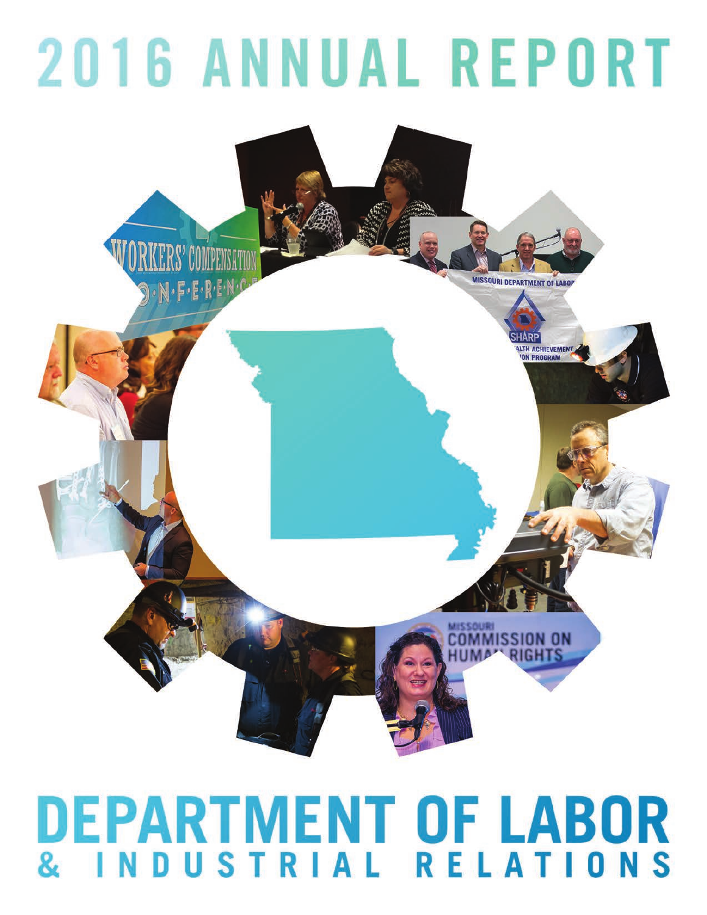# 2016 ANNUAL REPORT

# DEPARTMENT OF LABOR
## & INDUSTRIAL RELATIONS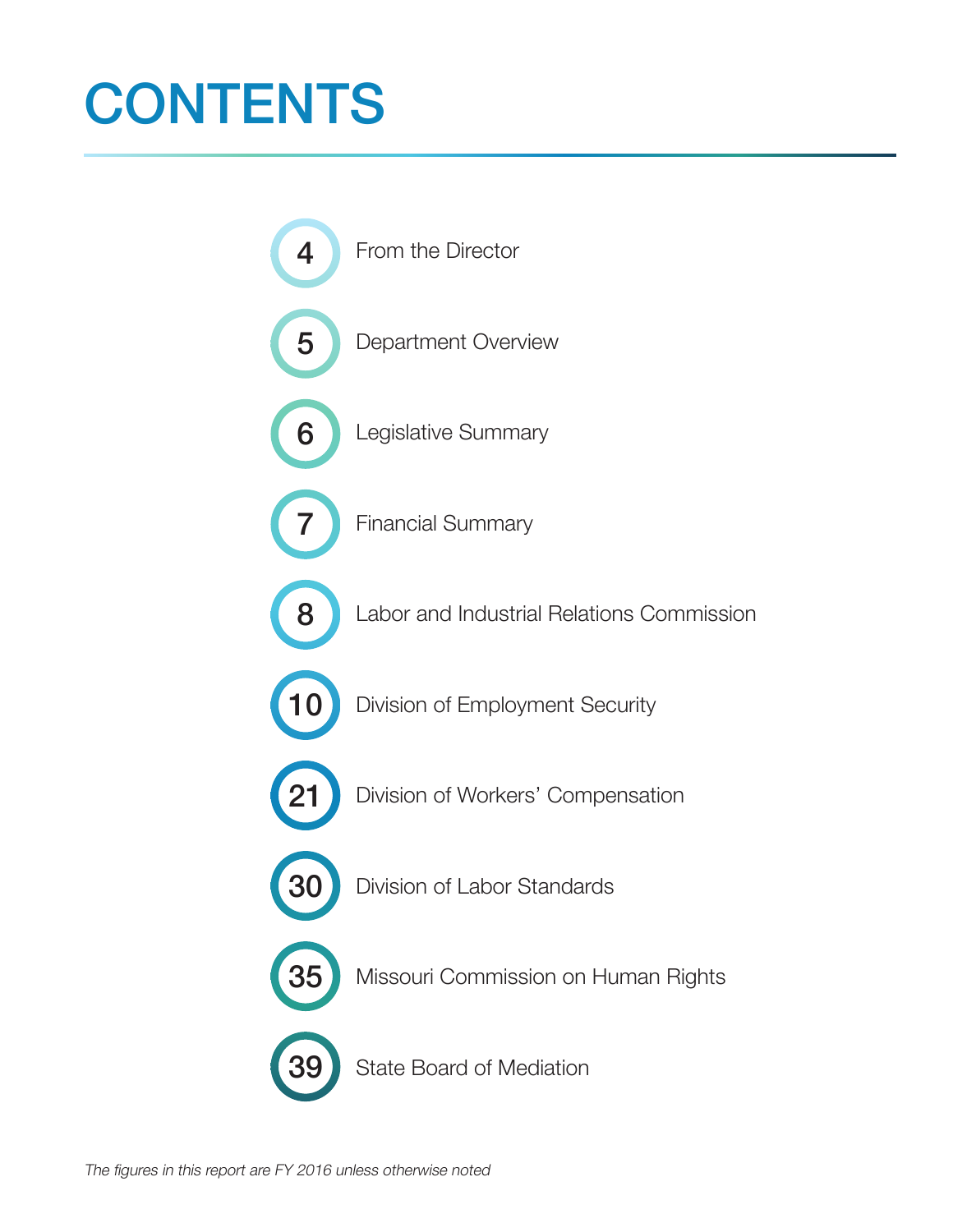# CONTENTS

| Page | Section |
| --- | --- |
| 4 | From the Director |
| 5 | Department Overview |
| 6 | Legislative Summary |
| 7 | Financial Summary |
| 8 | Labor and Industrial Relations Commission |
| 10 | Division of Employment Security |
| 21 | Division of Workers' Compensation |
| 30 | Division of Labor Standards |
| 35 | Missouri Commission on Human Rights |
| 39 | State Board of Mediation |

*The figures in this report are FY 2016 unless otherwise noted*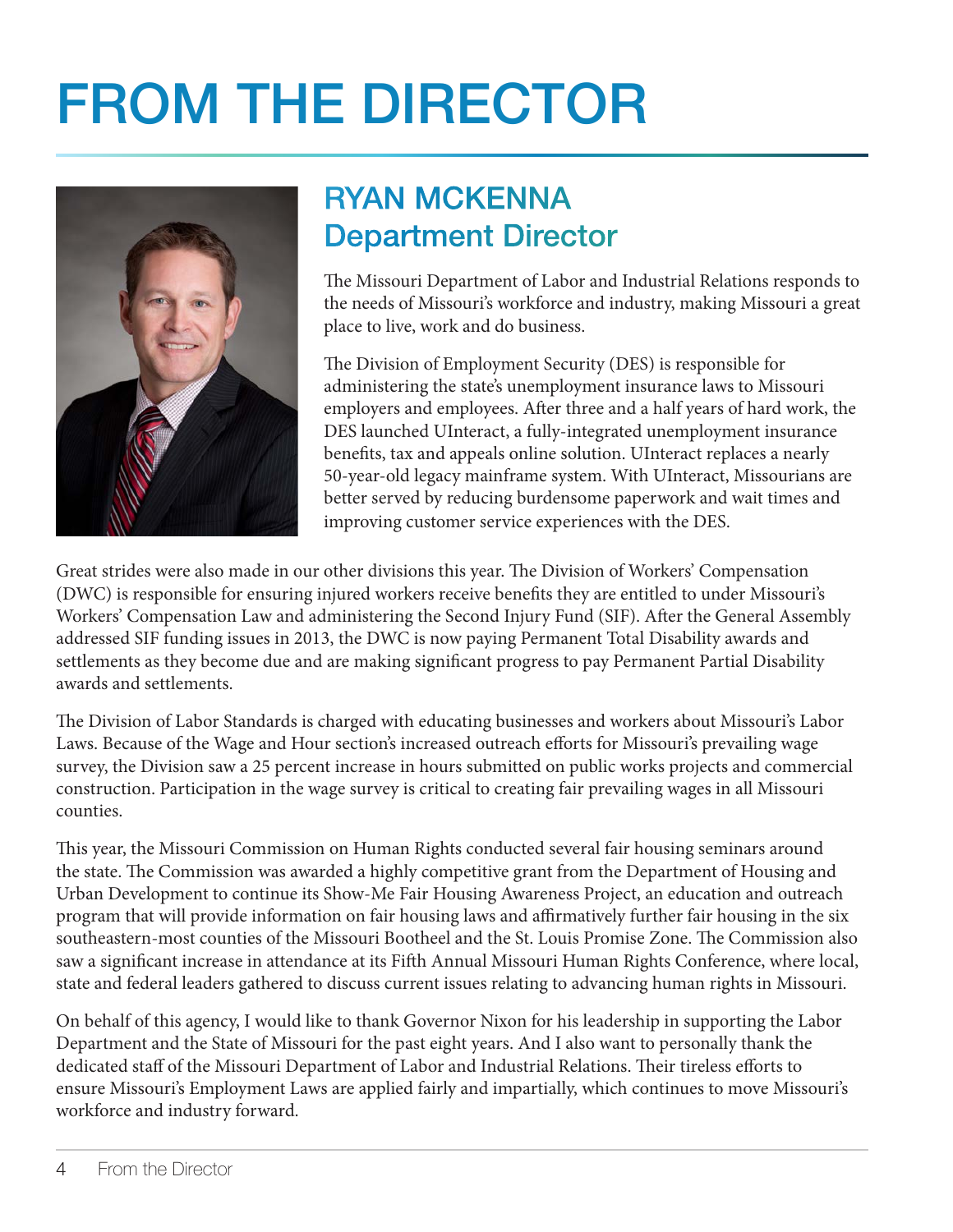# FROM THE DIRECTOR

## RYAN MCKENNA
## Department Director

The Missouri Department of Labor and Industrial Relations responds to the needs of Missouri's workforce and industry, making Missouri a great place to live, work and do business.

The Division of Employment Security (DES) is responsible for administering the state's unemployment insurance laws to Missouri employers and employees. After three and a half years of hard work, the DES launched UInteract, a fully-integrated unemployment insurance benefits, tax and appeals online solution. UInteract replaces a nearly 50-year-old legacy mainframe system. With UInteract, Missourians are better served by reducing burdensome paperwork and wait times and improving customer service experiences with the DES.

Great strides were also made in our other divisions this year. The Division of Workers' Compensation (DWC) is responsible for ensuring injured workers receive benefits they are entitled to under Missouri's Workers' Compensation Law and administering the Second Injury Fund (SIF). After the General Assembly addressed SIF funding issues in 2013, the DWC is now paying Permanent Total Disability awards and settlements as they become due and are making significant progress to pay Permanent Partial Disability awards and settlements.

The Division of Labor Standards is charged with educating businesses and workers about Missouri's Labor Laws. Because of the Wage and Hour section's increased outreach efforts for Missouri's prevailing wage survey, the Division saw a 25 percent increase in hours submitted on public works projects and commercial construction. Participation in the wage survey is critical to creating fair prevailing wages in all Missouri counties.

This year, the Missouri Commission on Human Rights conducted several fair housing seminars around the state. The Commission was awarded a highly competitive grant from the Department of Housing and Urban Development to continue its Show-Me Fair Housing Awareness Project, an education and outreach program that will provide information on fair housing laws and affirmatively further fair housing in the six southeastern-most counties of the Missouri Bootheel and the St. Louis Promise Zone. The Commission also saw a significant increase in attendance at its Fifth Annual Missouri Human Rights Conference, where local, state and federal leaders gathered to discuss current issues relating to advancing human rights in Missouri.

On behalf of this agency, I would like to thank Governor Nixon for his leadership in supporting the Labor Department and the State of Missouri for the past eight years. And I also want to personally thank the dedicated staff of the Missouri Department of Labor and Industrial Relations. Their tireless efforts to ensure Missouri's Employment Laws are applied fairly and impartially, which continues to move Missouri's workforce and industry forward.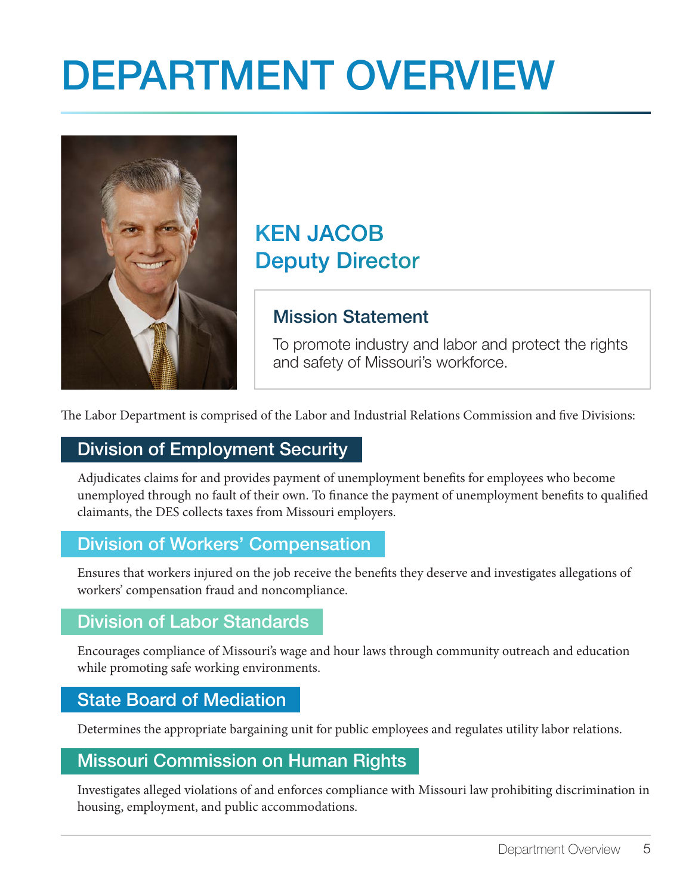# DEPARTMENT OVERVIEW

## KEN JACOB
## Deputy Director

### Mission Statement

To promote industry and labor and protect the rights and safety of Missouri's workforce.

The Labor Department is comprised of the Labor and Industrial Relations Commission and five Divisions:

### Division of Employment Security

Adjudicates claims for and provides payment of unemployment benefits for employees who become unemployed through no fault of their own. To finance the payment of unemployment benefits to qualified claimants, the DES collects taxes from Missouri employers.

### Division of Workers' Compensation

Ensures that workers injured on the job receive the benefits they deserve and investigates allegations of workers' compensation fraud and noncompliance.

### Division of Labor Standards

Encourages compliance of Missouri's wage and hour laws through community outreach and education while promoting safe working environments.

### State Board of Mediation

Determines the appropriate bargaining unit for public employees and regulates utility labor relations.

### Missouri Commission on Human Rights

Investigates alleged violations of and enforces compliance with Missouri law prohibiting discrimination in housing, employment, and public accommodations.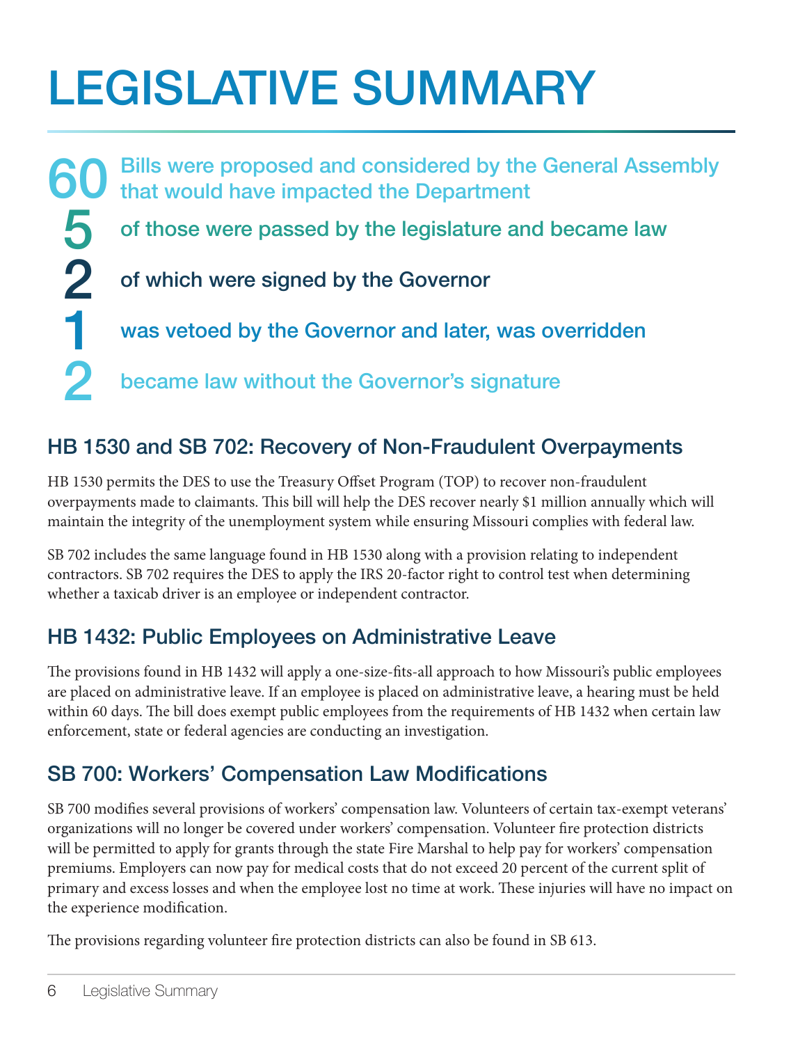# LEGISLATIVE SUMMARY

**60** Bills were proposed and considered by the General Assembly that would have impacted the Department

**5** of those were passed by the legislature and became law

**2** of which were signed by the Governor

**1** was vetoed by the Governor and later, was overridden

**2** became law without the Governor's signature

## HB 1530 and SB 702: Recovery of Non-Fraudulent Overpayments

HB 1530 permits the DES to use the Treasury Offset Program (TOP) to recover non-fraudulent overpayments made to claimants. This bill will help the DES recover nearly $1 million annually which will maintain the integrity of the unemployment system while ensuring Missouri complies with federal law.

SB 702 includes the same language found in HB 1530 along with a provision relating to independent contractors. SB 702 requires the DES to apply the IRS 20-factor right to control test when determining whether a taxicab driver is an employee or independent contractor.

## HB 1432: Public Employees on Administrative Leave

The provisions found in HB 1432 will apply a one-size-fits-all approach to how Missouri's public employees are placed on administrative leave. If an employee is placed on administrative leave, a hearing must be held within 60 days. The bill does exempt public employees from the requirements of HB 1432 when certain law enforcement, state or federal agencies are conducting an investigation.

## SB 700: Workers' Compensation Law Modifications

SB 700 modifies several provisions of workers' compensation law. Volunteers of certain tax-exempt veterans' organizations will no longer be covered under workers' compensation. Volunteer fire protection districts will be permitted to apply for grants through the state Fire Marshal to help pay for workers' compensation premiums. Employers can now pay for medical costs that do not exceed 20 percent of the current split of primary and excess losses and when the employee lost no time at work. These injuries will have no impact on the experience modification.

The provisions regarding volunteer fire protection districts can also be found in SB 613.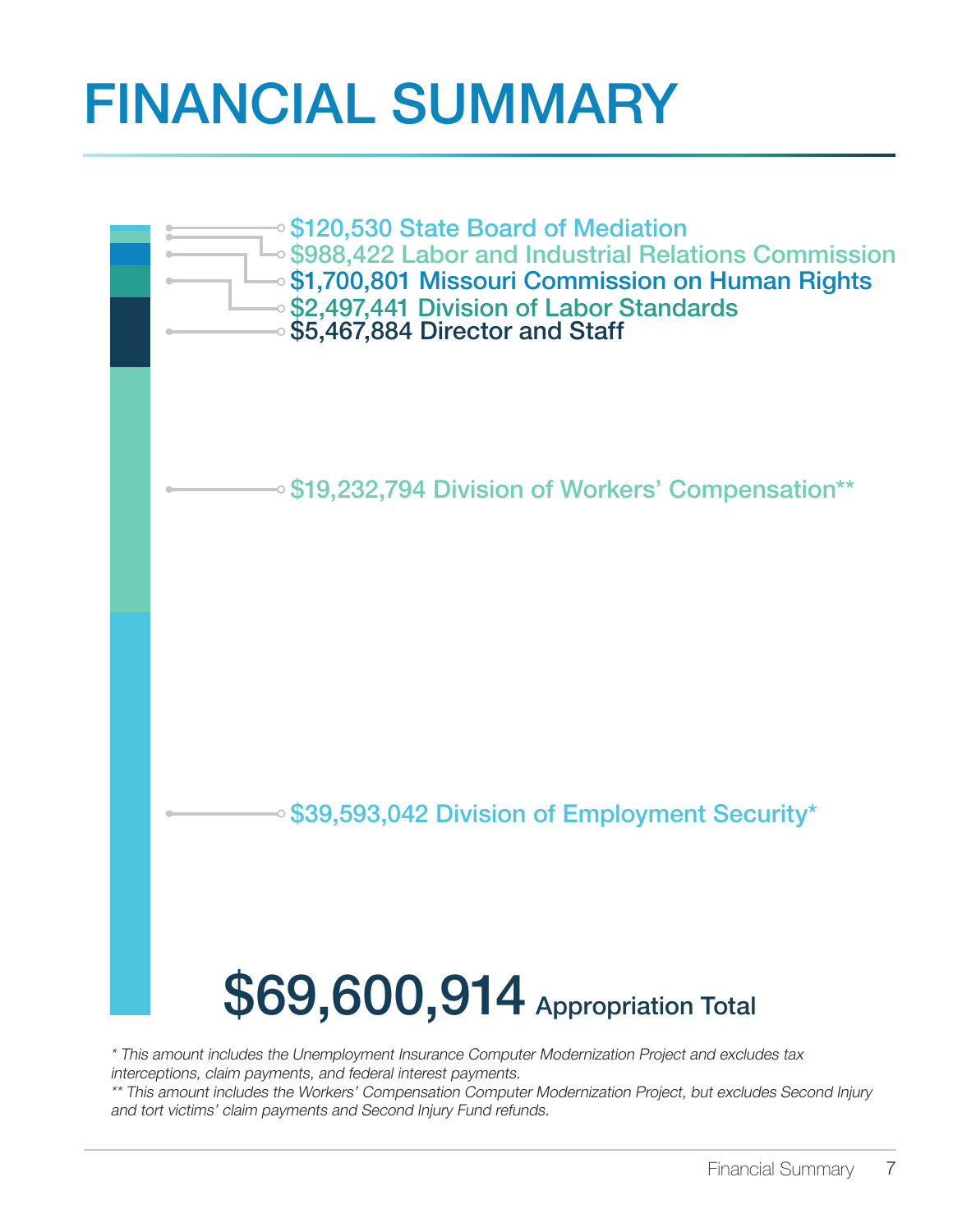# FINANCIAL SUMMARY

- $120,530 State Board of Mediation
- $988,422 Labor and Industrial Relations Commission
- $1,700,801 Missouri Commission on Human Rights
- $2,497,441 Division of Labor Standards
- $5,467,884 Director and Staff
- $19,232,794 Division of Workers' Compensation**
- $39,593,042 Division of Employment Security*

**$69,600,914** Appropriation Total

*\* This amount includes the Unemployment Insurance Computer Modernization Project and excludes tax interceptions, claim payments, and federal interest payments.*

*\*\* This amount includes the Workers' Compensation Computer Modernization Project, but excludes Second Injury and tort victims' claim payments and Second Injury Fund refunds.*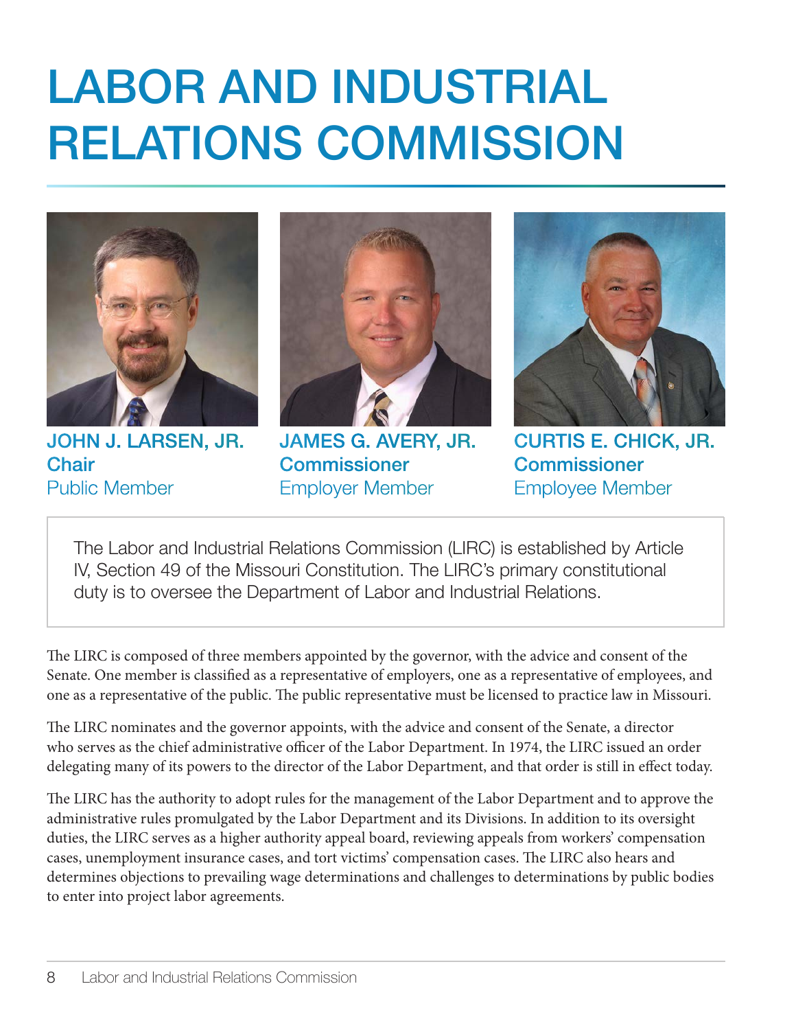# LABOR AND INDUSTRIAL RELATIONS COMMISSION

**JOHN J. LARSEN, JR.**
**Chair**
Public Member

**JAMES G. AVERY, JR.**
**Commissioner**
Employer Member

**CURTIS E. CHICK, JR.**
**Commissioner**
Employee Member

The Labor and Industrial Relations Commission (LIRC) is established by Article IV, Section 49 of the Missouri Constitution. The LIRC's primary constitutional duty is to oversee the Department of Labor and Industrial Relations.

The LIRC is composed of three members appointed by the governor, with the advice and consent of the Senate. One member is classified as a representative of employers, one as a representative of employees, and one as a representative of the public. The public representative must be licensed to practice law in Missouri.

The LIRC nominates and the governor appoints, with the advice and consent of the Senate, a director who serves as the chief administrative officer of the Labor Department. In 1974, the LIRC issued an order delegating many of its powers to the director of the Labor Department, and that order is still in effect today.

The LIRC has the authority to adopt rules for the management of the Labor Department and to approve the administrative rules promulgated by the Labor Department and its Divisions. In addition to its oversight duties, the LIRC serves as a higher authority appeal board, reviewing appeals from workers' compensation cases, unemployment insurance cases, and tort victims' compensation cases. The LIRC also hears and determines objections to prevailing wage determinations and challenges to determinations by public bodies to enter into project labor agreements.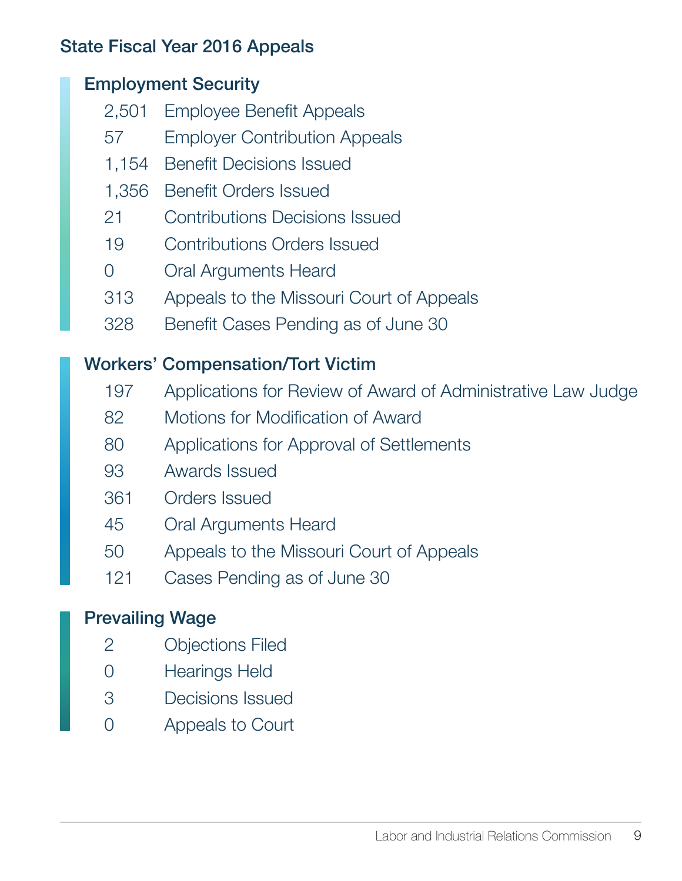## State Fiscal Year 2016 Appeals

### Employment Security

| | |
|---|---|
| 2,501 | Employee Benefit Appeals |
| 57 | Employer Contribution Appeals |
| 1,154 | Benefit Decisions Issued |
| 1,356 | Benefit Orders Issued |
| 21 | Contributions Decisions Issued |
| 19 | Contributions Orders Issued |
| 0 | Oral Arguments Heard |
| 313 | Appeals to the Missouri Court of Appeals |
| 328 | Benefit Cases Pending as of June 30 |

### Workers' Compensation/Tort Victim

| | |
|---|---|
| 197 | Applications for Review of Award of Administrative Law Judge |
| 82 | Motions for Modification of Award |
| 80 | Applications for Approval of Settlements |
| 93 | Awards Issued |
| 361 | Orders Issued |
| 45 | Oral Arguments Heard |
| 50 | Appeals to the Missouri Court of Appeals |
| 121 | Cases Pending as of June 30 |

### Prevailing Wage

| | |
|---|---|
| 2 | Objections Filed |
| 0 | Hearings Held |
| 3 | Decisions Issued |
| 0 | Appeals to Court |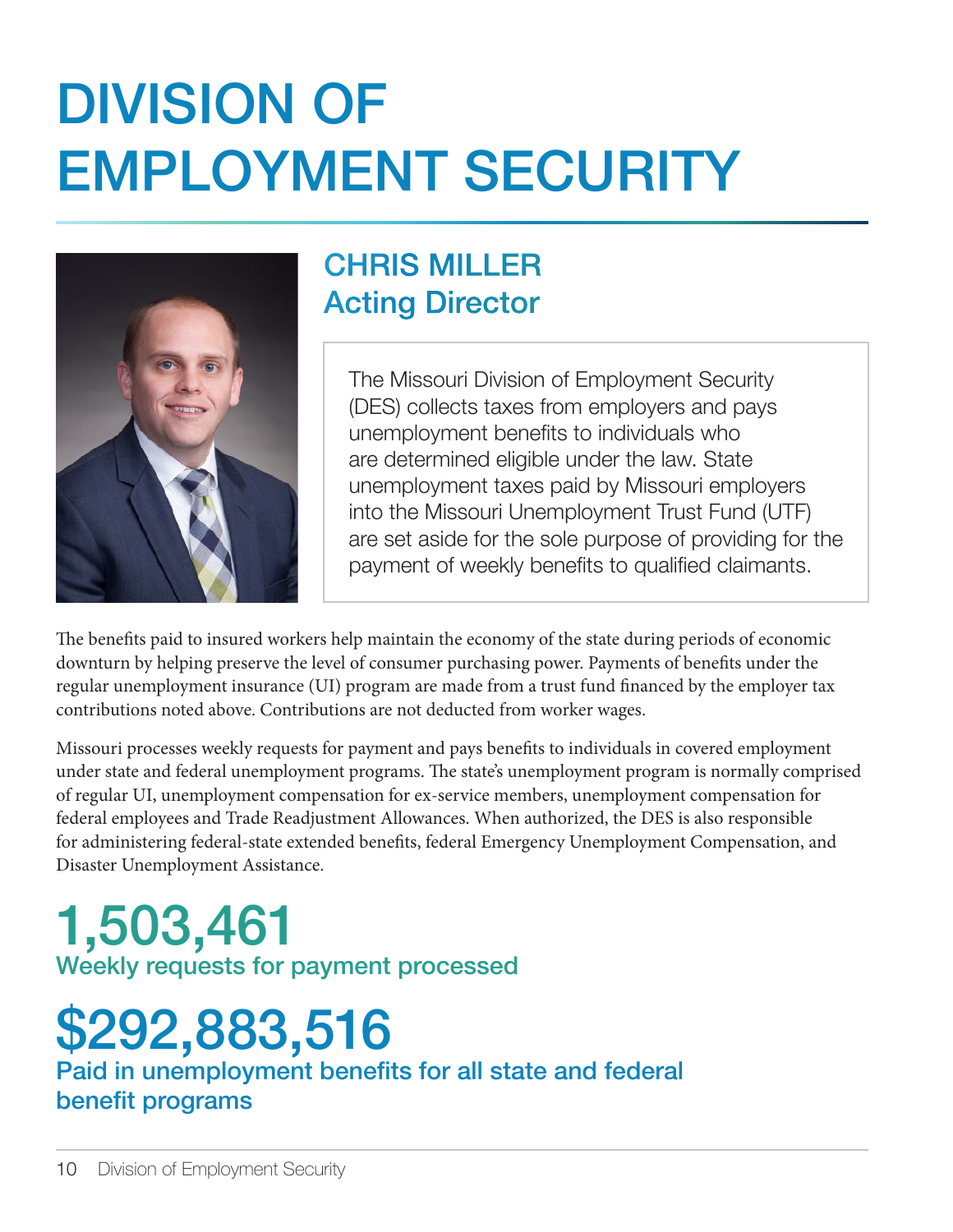# DIVISION OF EMPLOYMENT SECURITY

## CHRIS MILLER
## Acting Director

The Missouri Division of Employment Security (DES) collects taxes from employers and pays unemployment benefits to individuals who are determined eligible under the law. State unemployment taxes paid by Missouri employers into the Missouri Unemployment Trust Fund (UTF) are set aside for the sole purpose of providing for the payment of weekly benefits to qualified claimants.

The benefits paid to insured workers help maintain the economy of the state during periods of economic downturn by helping preserve the level of consumer purchasing power. Payments of benefits under the regular unemployment insurance (UI) program are made from a trust fund financed by the employer tax contributions noted above. Contributions are not deducted from worker wages.

Missouri processes weekly requests for payment and pays benefits to individuals in covered employment under state and federal unemployment programs. The state's unemployment program is normally comprised of regular UI, unemployment compensation for ex-service members, unemployment compensation for federal employees and Trade Readjustment Allowances. When authorized, the DES is also responsible for administering federal-state extended benefits, federal Emergency Unemployment Compensation, and Disaster Unemployment Assistance.

**1,503,461**
Weekly requests for payment processed

**$292,883,516**
Paid in unemployment benefits for all state and federal benefit programs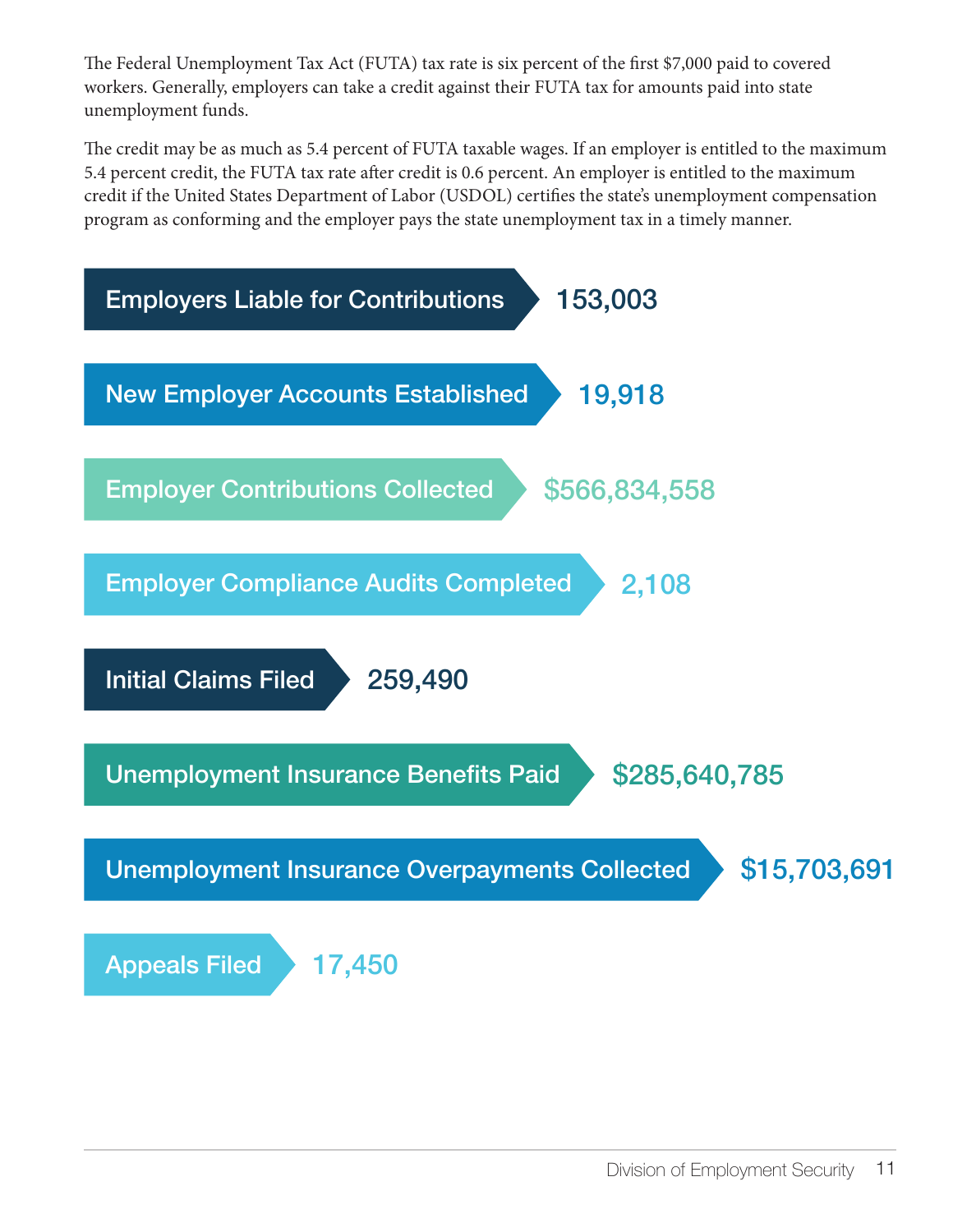The Federal Unemployment Tax Act (FUTA) tax rate is six percent of the first $7,000 paid to covered workers. Generally, employers can take a credit against their FUTA tax for amounts paid into state unemployment funds.

The credit may be as much as 5.4 percent of FUTA taxable wages. If an employer is entitled to the maximum 5.4 percent credit, the FUTA tax rate after credit is 0.6 percent. An employer is entitled to the maximum credit if the United States Department of Labor (USDOL) certifies the state's unemployment compensation program as conforming and the employer pays the state unemployment tax in a timely manner.

| Measure | Value |
|---|---|
| Employers Liable for Contributions | 153,003 |
| New Employer Accounts Established | 19,918 |
| Employer Contributions Collected | $566,834,558 |
| Employer Compliance Audits Completed | 2,108 |
| Initial Claims Filed | 259,490 |
| Unemployment Insurance Benefits Paid | $285,640,785 |
| Unemployment Insurance Overpayments Collected | $15,703,691 |
| Appeals Filed | 17,450 |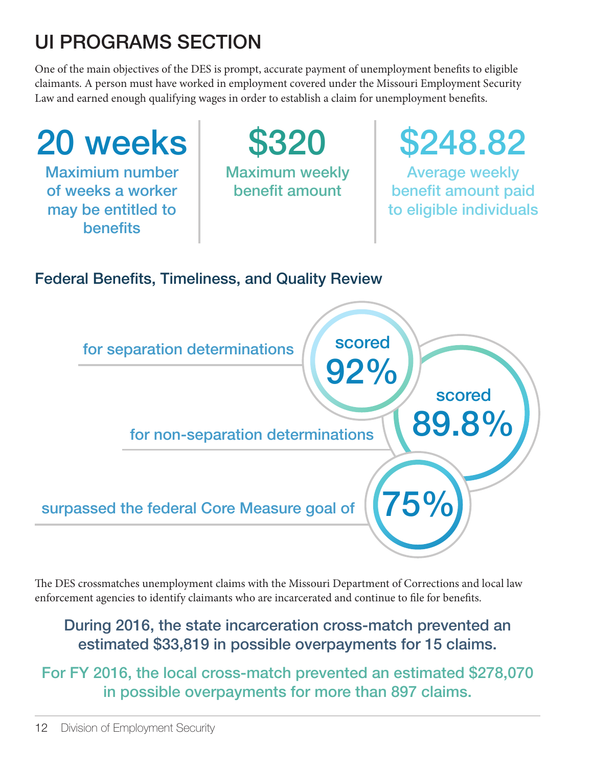# UI PROGRAMS SECTION

One of the main objectives of the DES is prompt, accurate payment of unemployment benefits to eligible claimants. A person must have worked in employment covered under the Missouri Employment Security Law and earned enough qualifying wages in order to establish a claim for unemployment benefits.

**20 weeks**
Maximum number of weeks a worker may be entitled to benefits

**$320**
Maximum weekly benefit amount

**$248.82**
Average weekly benefit amount paid to eligible individuals

## Federal Benefits, Timeliness, and Quality Review

for separation determinations scored **92%**

for non-separation determinations scored **89.8%**

surpassed the federal Core Measure goal of **75%**

The DES crossmatches unemployment claims with the Missouri Department of Corrections and local law enforcement agencies to identify claimants who are incarcerated and continue to file for benefits.

**During 2016, the state incarceration cross-match prevented an estimated $33,819 in possible overpayments for 15 claims.**

**For FY 2016, the local cross-match prevented an estimated $278,070 in possible overpayments for more than 897 claims.**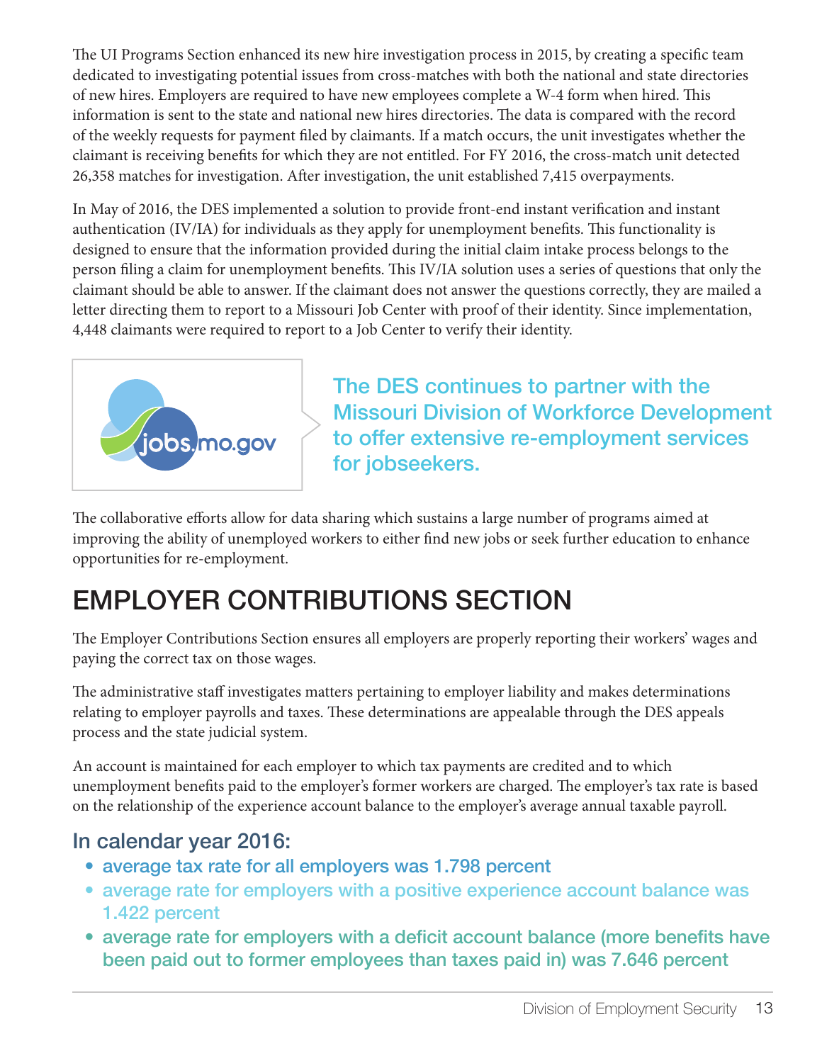The UI Programs Section enhanced its new hire investigation process in 2015, by creating a specific team dedicated to investigating potential issues from cross-matches with both the national and state directories of new hires. Employers are required to have new employees complete a W-4 form when hired. This information is sent to the state and national new hires directories. The data is compared with the record of the weekly requests for payment filed by claimants. If a match occurs, the unit investigates whether the claimant is receiving benefits for which they are not entitled. For FY 2016, the cross-match unit detected 26,358 matches for investigation. After investigation, the unit established 7,415 overpayments.

In May of 2016, the DES implemented a solution to provide front-end instant verification and instant authentication (IV/IA) for individuals as they apply for unemployment benefits. This functionality is designed to ensure that the information provided during the initial claim intake process belongs to the person filing a claim for unemployment benefits. This IV/IA solution uses a series of questions that only the claimant should be able to answer. If the claimant does not answer the questions correctly, they are mailed a letter directing them to report to a Missouri Job Center with proof of their identity. Since implementation, 4,448 claimants were required to report to a Job Center to verify their identity.

jobs.mo.gov

**The DES continues to partner with the Missouri Division of Workforce Development to offer extensive re-employment services for jobseekers.**

The collaborative efforts allow for data sharing which sustains a large number of programs aimed at improving the ability of unemployed workers to either find new jobs or seek further education to enhance opportunities for re-employment.

# EMPLOYER CONTRIBUTIONS SECTION

The Employer Contributions Section ensures all employers are properly reporting their workers' wages and paying the correct tax on those wages.

The administrative staff investigates matters pertaining to employer liability and makes determinations relating to employer payrolls and taxes. These determinations are appealable through the DES appeals process and the state judicial system.

An account is maintained for each employer to which tax payments are credited and to which unemployment benefits paid to the employer's former workers are charged. The employer's tax rate is based on the relationship of the experience account balance to the employer's average annual taxable payroll.

## In calendar year 2016:

- average tax rate for all employers was 1.798 percent
- average rate for employers with a positive experience account balance was 1.422 percent
- average rate for employers with a deficit account balance (more benefits have been paid out to former employees than taxes paid in) was 7.646 percent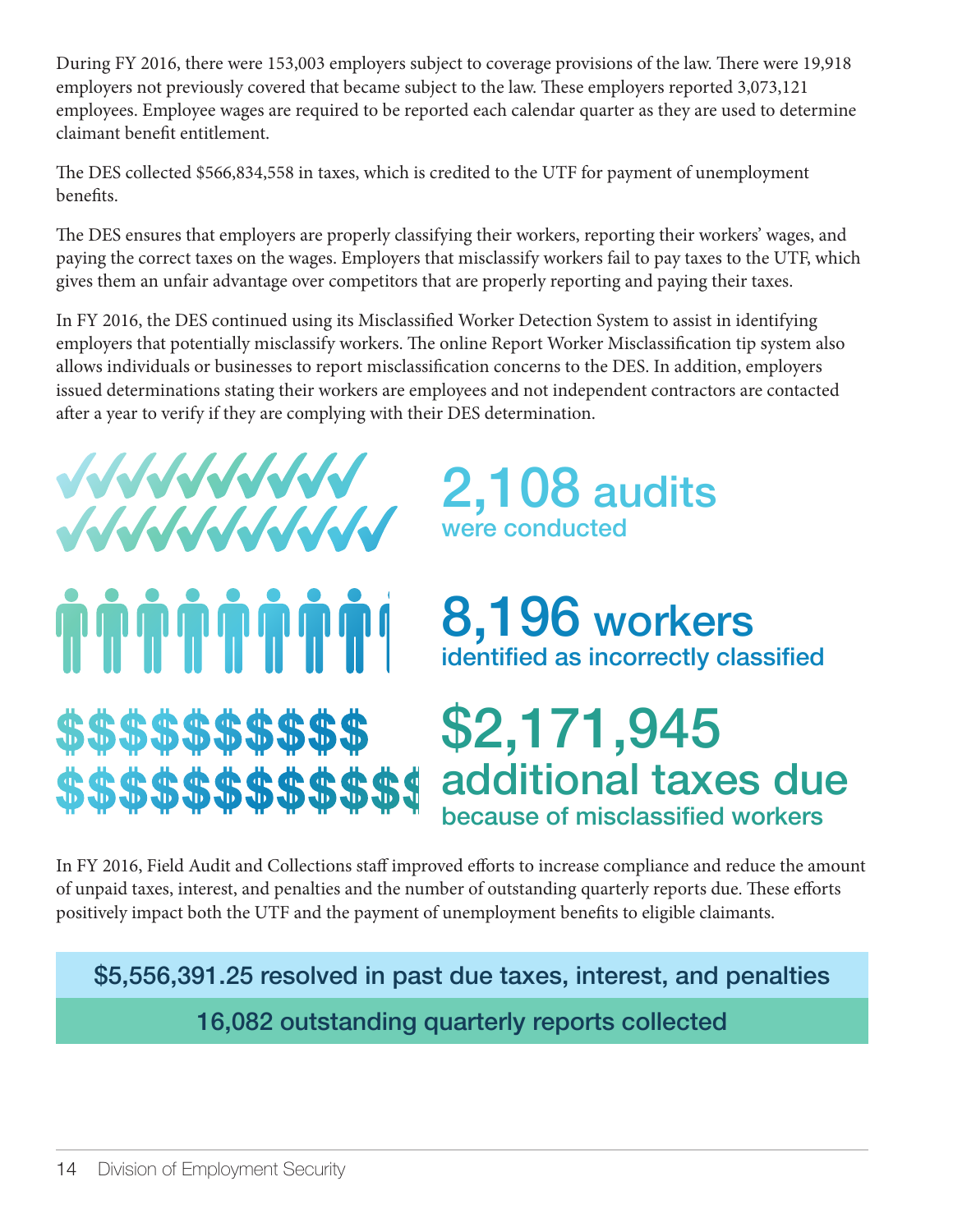During FY 2016, there were 153,003 employers subject to coverage provisions of the law. There were 19,918 employers not previously covered that became subject to the law. These employers reported 3,073,121 employees. Employee wages are required to be reported each calendar quarter as they are used to determine claimant benefit entitlement.

The DES collected $566,834,558 in taxes, which is credited to the UTF for payment of unemployment benefits.

The DES ensures that employers are properly classifying their workers, reporting their workers' wages, and paying the correct taxes on the wages. Employers that misclassify workers fail to pay taxes to the UTF, which gives them an unfair advantage over competitors that are properly reporting and paying their taxes.

In FY 2016, the DES continued using its Misclassified Worker Detection System to assist in identifying employers that potentially misclassify workers. The online Report Worker Misclassification tip system also allows individuals or businesses to report misclassification concerns to the DES. In addition, employers issued determinations stating their workers are employees and not independent contractors are contacted after a year to verify if they are complying with their DES determination.

**2,108 audits** were conducted

**8,196 workers** identified as incorrectly classified

**$2,171,945 additional taxes due** because of misclassified workers

In FY 2016, Field Audit and Collections staff improved efforts to increase compliance and reduce the amount of unpaid taxes, interest, and penalties and the number of outstanding quarterly reports due. These efforts positively impact both the UTF and the payment of unemployment benefits to eligible claimants.

**$5,556,391.25 resolved in past due taxes, interest, and penalties**

**16,082 outstanding quarterly reports collected**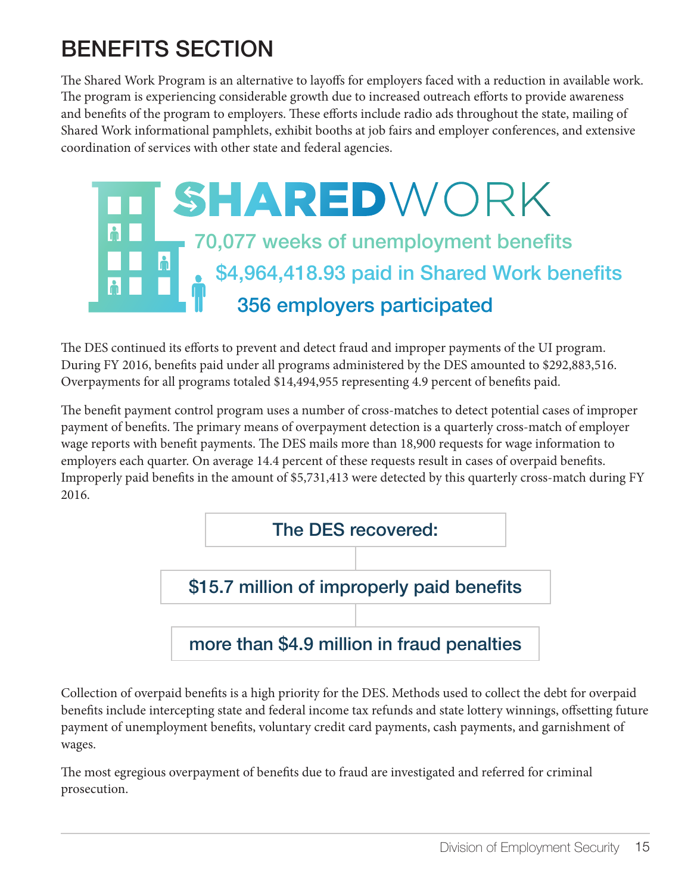# BENEFITS SECTION

The Shared Work Program is an alternative to layoffs for employers faced with a reduction in available work. The program is experiencing considerable growth due to increased outreach efforts to provide awareness and benefits of the program to employers. These efforts include radio ads throughout the state, mailing of Shared Work informational pamphlets, exhibit booths at job fairs and employer conferences, and extensive coordination of services with other state and federal agencies.

**SHAREDWORK**

- 70,077 weeks of unemployment benefits
- $4,964,418.93 paid in Shared Work benefits
- 356 employers participated

The DES continued its efforts to prevent and detect fraud and improper payments of the UI program. During FY 2016, benefits paid under all programs administered by the DES amounted to $292,883,516. Overpayments for all programs totaled $14,494,955 representing 4.9 percent of benefits paid.

The benefit payment control program uses a number of cross-matches to detect potential cases of improper payment of benefits. The primary means of overpayment detection is a quarterly cross-match of employer wage reports with benefit payments. The DES mails more than 18,900 requests for wage information to employers each quarter. On average 14.4 percent of these requests result in cases of overpaid benefits. Improperly paid benefits in the amount of $5,731,413 were detected by this quarterly cross-match during FY 2016.

**The DES recovered:**

- **$15.7 million of improperly paid benefits**
- **more than $4.9 million in fraud penalties**

Collection of overpaid benefits is a high priority for the DES. Methods used to collect the debt for overpaid benefits include intercepting state and federal income tax refunds and state lottery winnings, offsetting future payment of unemployment benefits, voluntary credit card payments, cash payments, and garnishment of wages.

The most egregious overpayment of benefits due to fraud are investigated and referred for criminal prosecution.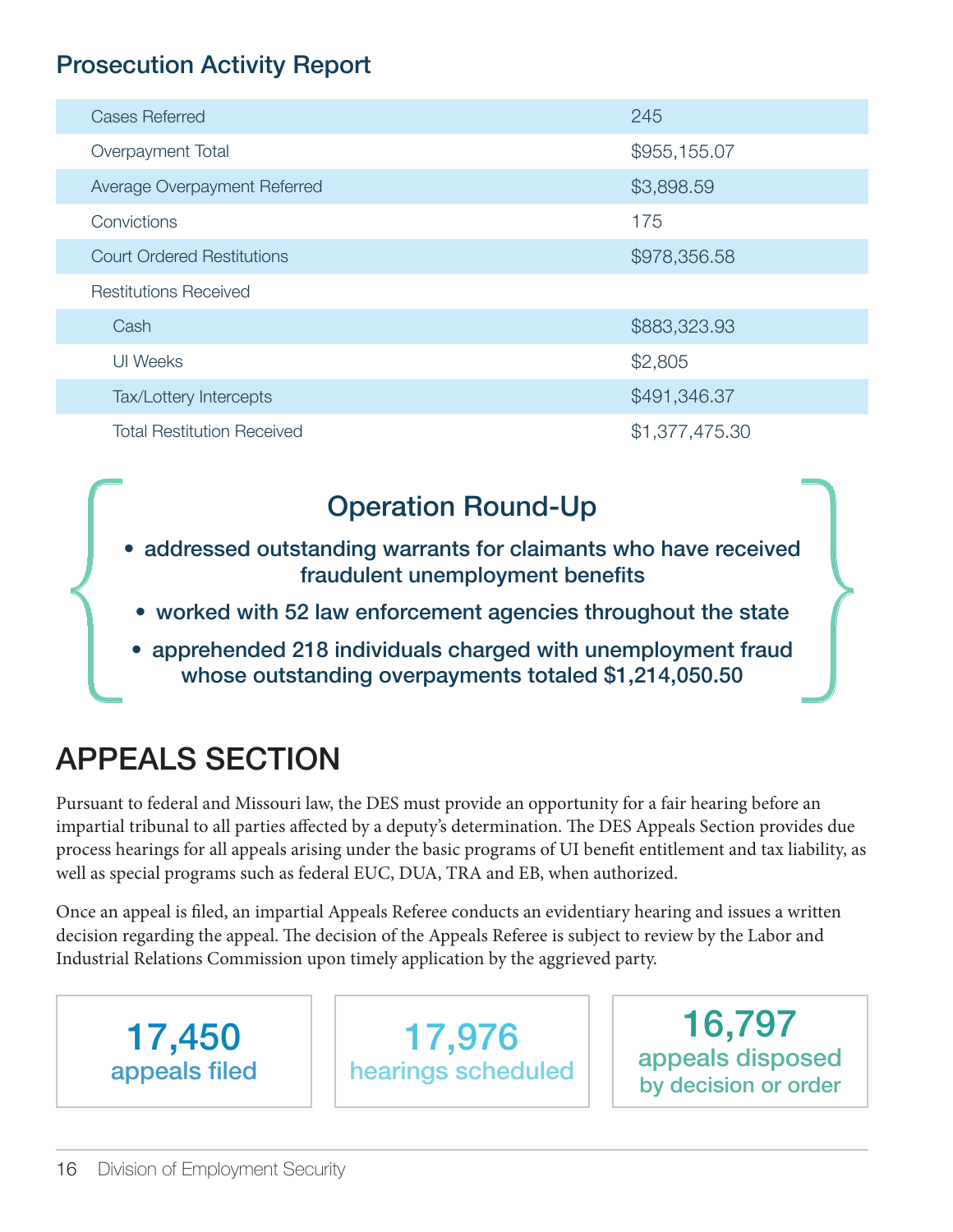## Prosecution Activity Report

| | |
|---|---|
| Cases Referred | 245 |
| Overpayment Total | $955,155.07 |
| Average Overpayment Referred | $3,898.59 |
| Convictions | 175 |
| Court Ordered Restitutions | $978,356.58 |
| Restitutions Received | |
| Cash | $883,323.93 |
| UI Weeks | $2,805 |
| Tax/Lottery Intercepts | $491,346.37 |
| Total Restitution Received | $1,377,475.30 |

### Operation Round-Up

- addressed outstanding warrants for claimants who have received fraudulent unemployment benefits
- worked with 52 law enforcement agencies throughout the state
- apprehended 218 individuals charged with unemployment fraud whose outstanding overpayments totaled $1,214,050.50

# APPEALS SECTION

Pursuant to federal and Missouri law, the DES must provide an opportunity for a fair hearing before an impartial tribunal to all parties affected by a deputy's determination. The DES Appeals Section provides due process hearings for all appeals arising under the basic programs of UI benefit entitlement and tax liability, as well as special programs such as federal EUC, DUA, TRA and EB, when authorized.

Once an appeal is filed, an impartial Appeals Referee conducts an evidentiary hearing and issues a written decision regarding the appeal. The decision of the Appeals Referee is subject to review by the Labor and Industrial Relations Commission upon timely application by the aggrieved party.

**17,450** appeals filed

**17,976** hearings scheduled

**16,797** appeals disposed by decision or order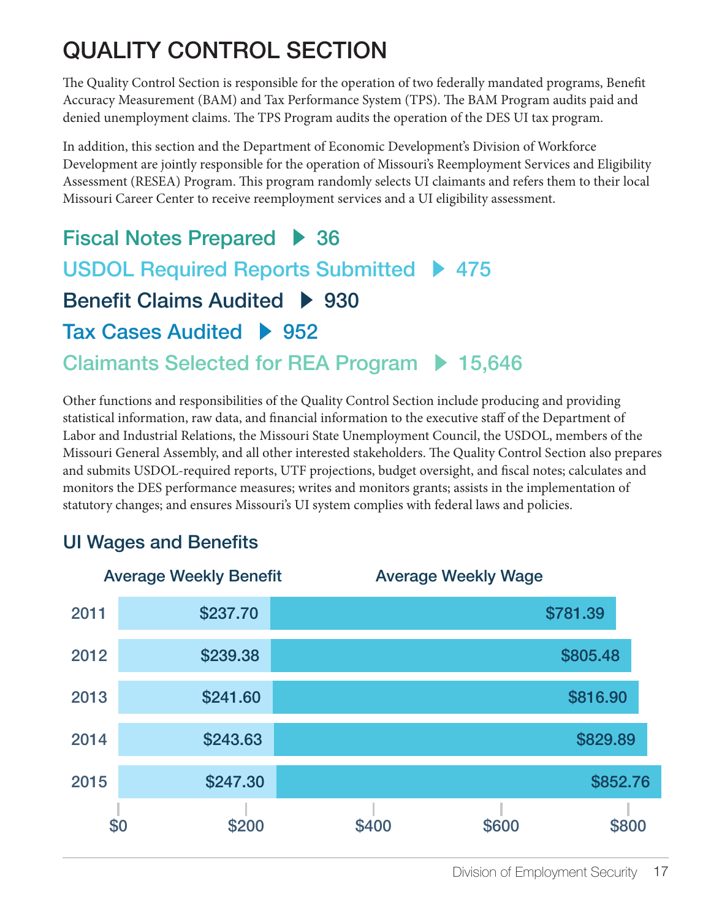# QUALITY CONTROL SECTION

The Quality Control Section is responsible for the operation of two federally mandated programs, Benefit Accuracy Measurement (BAM) and Tax Performance System (TPS). The BAM Program audits paid and denied unemployment claims. The TPS Program audits the operation of the DES UI tax program.

In addition, this section and the Department of Economic Development's Division of Workforce Development are jointly responsible for the operation of Missouri's Reemployment Services and Eligibility Assessment (RESEA) Program. This program randomly selects UI claimants and refers them to their local Missouri Career Center to receive reemployment services and a UI eligibility assessment.

**Fiscal Notes Prepared ▶ 36**

**USDOL Required Reports Submitted ▶ 475**

**Benefit Claims Audited ▶ 930**

**Tax Cases Audited ▶ 952**

**Claimants Selected for REA Program ▶ 15,646**

Other functions and responsibilities of the Quality Control Section include producing and providing statistical information, raw data, and financial information to the executive staff of the Department of Labor and Industrial Relations, the Missouri State Unemployment Council, the USDOL, members of the Missouri General Assembly, and all other interested stakeholders. The Quality Control Section also prepares and submits USDOL-required reports, UTF projections, budget oversight, and fiscal notes; calculates and monitors the DES performance measures; writes and monitors grants; assists in the implementation of statutory changes; and ensures Missouri's UI system complies with federal laws and policies.

## UI Wages and Benefits

| Year | Average Weekly Benefit | Average Weekly Wage |
|---|---|---|
| 2011 | $237.70 | $781.39 |
| 2012 | $239.38 | $805.48 |
| 2013 | $241.60 | $816.90 |
| 2014 | $243.63 | $829.89 |
| 2015 | $247.30 | $852.76 |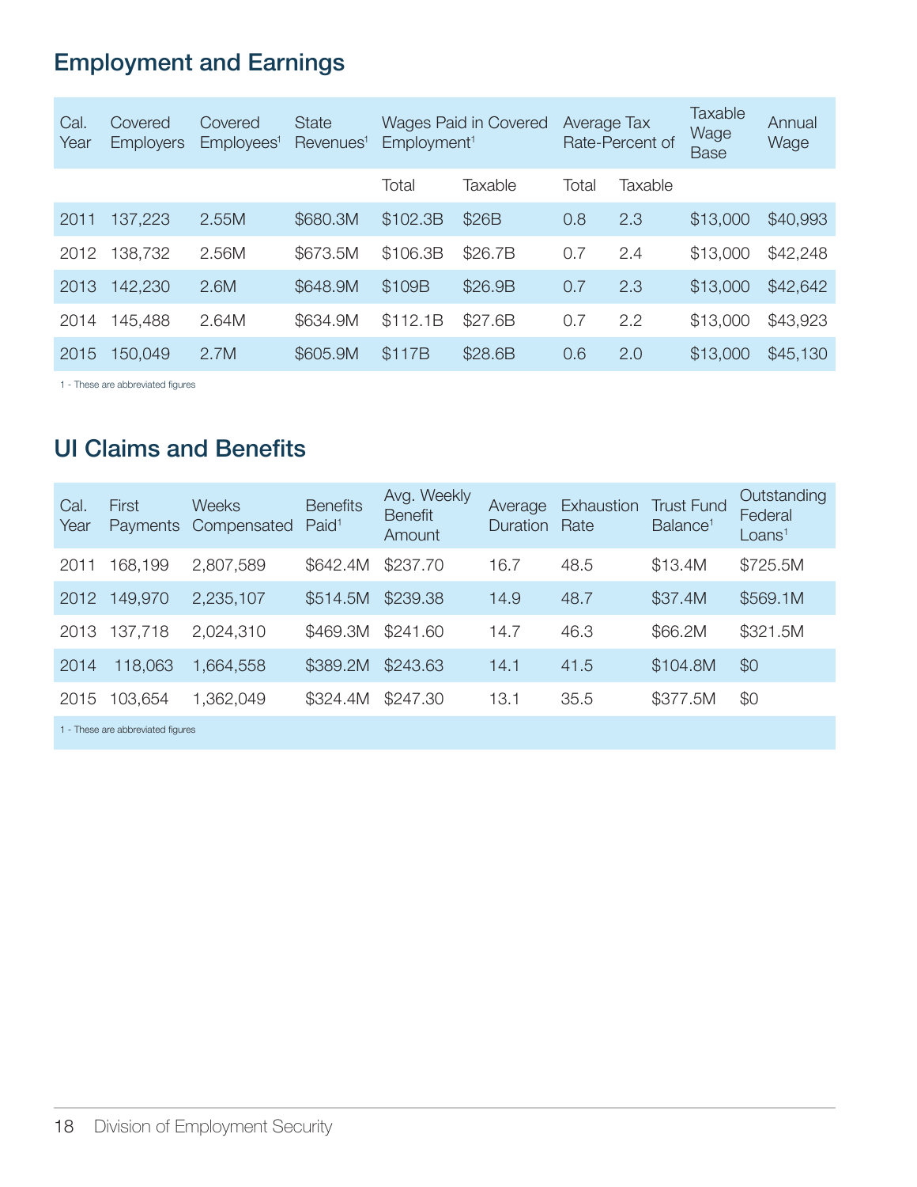## Employment and Earnings

| Cal. Year | Covered Employers | Covered Employees[1] | State Revenues[1] | Wages Paid in Covered Employment[1] | | Average Tax Rate-Percent of | | Taxable Wage Base | Annual Wage |
|---|---|---|---|---|---|---|---|---|---|
| | | | | Total | Taxable | Total | Taxable | | |
| 2011 | 137,223 | 2.55M | $680.3M | $102.3B | $26B | 0.8 | 2.3 | $13,000 | $40,993 |
| 2012 | 138,732 | 2.56M | $673.5M | $106.3B | $26.7B | 0.7 | 2.4 | $13,000 | $42,248 |
| 2013 | 142,230 | 2.6M | $648.9M | $109B | $26.9B | 0.7 | 2.3 | $13,000 | $42,642 |
| 2014 | 145,488 | 2.64M | $634.9M | $112.1B | $27.6B | 0.7 | 2.2 | $13,000 | $43,923 |
| 2015 | 150,049 | 2.7M | $605.9M | $117B | $28.6B | 0.6 | 2.0 | $13,000 | $45,130 |

1 - These are abbreviated figures

## UI Claims and Benefits

| Cal. Year | First Payments | Weeks Compensated | Benefits Paid[1] | Avg. Weekly Benefit Amount | Average Duration | Exhaustion Rate | Trust Fund Balance[1] | Outstanding Federal Loans[1] |
|---|---|---|---|---|---|---|---|---|
| 2011 | 168,199 | 2,807,589 | $642.4M | $237.70 | 16.7 | 48.5 | $13.4M | $725.5M |
| 2012 | 149,970 | 2,235,107 | $514.5M | $239.38 | 14.9 | 48.7 | $37.4M | $569.1M |
| 2013 | 137,718 | 2,024,310 | $469.3M | $241.60 | 14.7 | 46.3 | $66.2M | $321.5M |
| 2014 | 118,063 | 1,664,558 | $389.2M | $243.63 | 14.1 | 41.5 | $104.8M | $0 |
| 2015 | 103,654 | 1,362,049 | $324.4M | $247.30 | 13.1 | 35.5 | $377.5M | $0 |

1 - These are abbreviated figures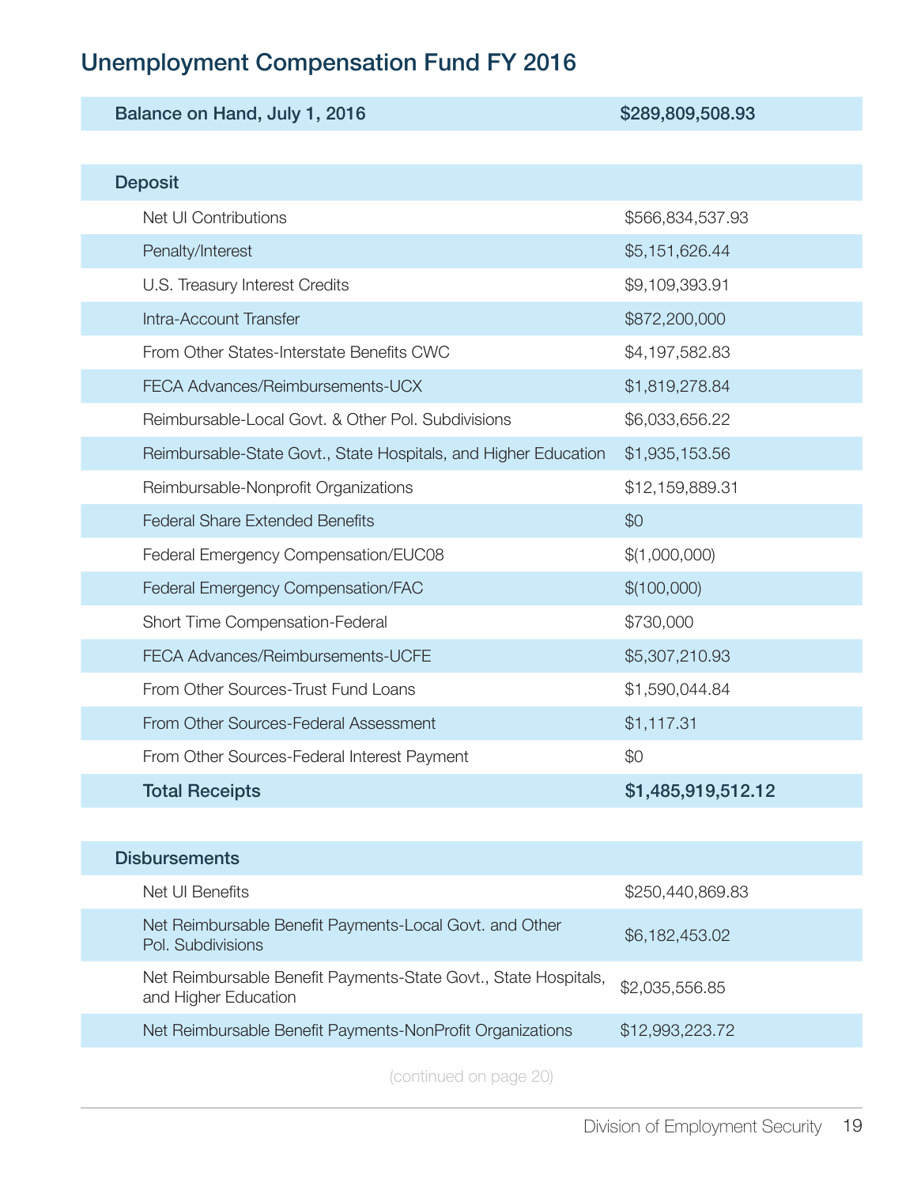## Unemployment Compensation Fund FY 2016

| **Balance on Hand, July 1, 2016** | **$289,809,508.93** |
|---|---|
| | |
| **Deposit** | |
| Net UI Contributions | $566,834,537.93 |
| Penalty/Interest | $5,151,626.44 |
| U.S. Treasury Interest Credits | $9,109,393.91 |
| Intra-Account Transfer | $872,200,000 |
| From Other States-Interstate Benefits CWC | $4,197,582.83 |
| FECA Advances/Reimbursements-UCX | $1,819,278.84 |
| Reimbursable-Local Govt. & Other Pol. Subdivisions | $6,033,656.22 |
| Reimbursable-State Govt., State Hospitals, and Higher Education | $1,935,153.56 |
| Reimbursable-Nonprofit Organizations | $12,159,889.31 |
| Federal Share Extended Benefits | $0 |
| Federal Emergency Compensation/EUC08 | $(1,000,000) |
| Federal Emergency Compensation/FAC | $(100,000) |
| Short Time Compensation-Federal | $730,000 |
| FECA Advances/Reimbursements-UCFE | $5,307,210.93 |
| From Other Sources-Trust Fund Loans | $1,590,044.84 |
| From Other Sources-Federal Assessment | $1,117.31 |
| From Other Sources-Federal Interest Payment | $0 |
| **Total Receipts** | **$1,485,919,512.12** |
| | |
| **Disbursements** | |
| Net UI Benefits | $250,440,869.83 |
| Net Reimbursable Benefit Payments-Local Govt. and Other Pol. Subdivisions | $6,182,453.02 |
| Net Reimbursable Benefit Payments-State Govt., State Hospitals, and Higher Education | $2,035,556.85 |
| Net Reimbursable Benefit Payments-NonProfit Organizations | $12,993,223.72 |

(continued on page 20)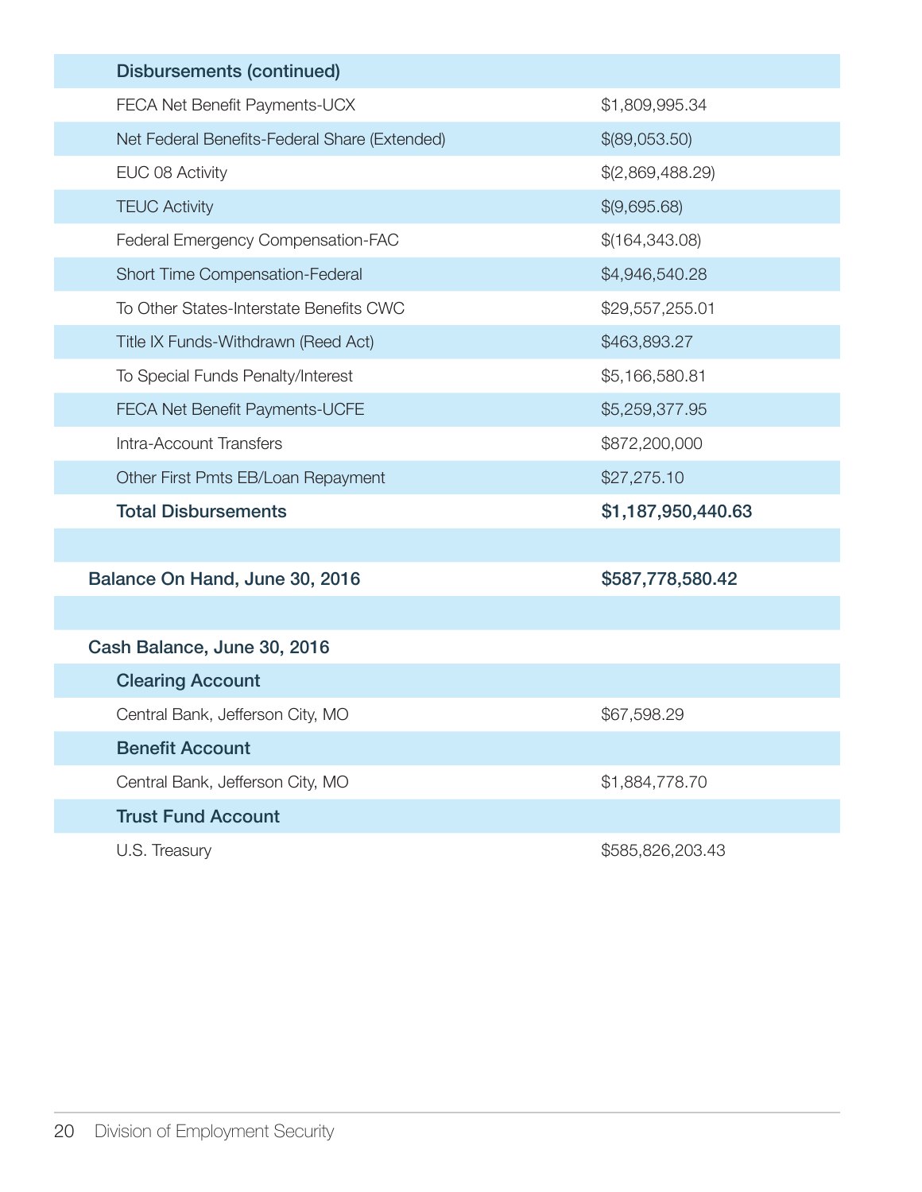| Disbursements (continued) | |
|---|---|
| FECA Net Benefit Payments-UCX | $1,809,995.34 |
| Net Federal Benefits-Federal Share (Extended) | $(89,053.50) |
| EUC 08 Activity | $(2,869,488.29) |
| TEUC Activity | $(9,695.68) |
| Federal Emergency Compensation-FAC | $(164,343.08) |
| Short Time Compensation-Federal | $4,946,540.28 |
| To Other States-Interstate Benefits CWC | $29,557,255.01 |
| Title IX Funds-Withdrawn (Reed Act) | $463,893.27 |
| To Special Funds Penalty/Interest | $5,166,580.81 |
| FECA Net Benefit Payments-UCFE | $5,259,377.95 |
| Intra-Account Transfers | $872,200,000 |
| Other First Pmts EB/Loan Repayment | $27,275.10 |
| **Total Disbursements** | **$1,187,950,440.63** |
| | |
| **Balance On Hand, June 30, 2016** | **$587,778,580.42** |
| | |
| **Cash Balance, June 30, 2016** | |
| **Clearing Account** | |
| Central Bank, Jefferson City, MO | $67,598.29 |
| **Benefit Account** | |
| Central Bank, Jefferson City, MO | $1,884,778.70 |
| **Trust Fund Account** | |
| U.S. Treasury | $585,826,203.43 |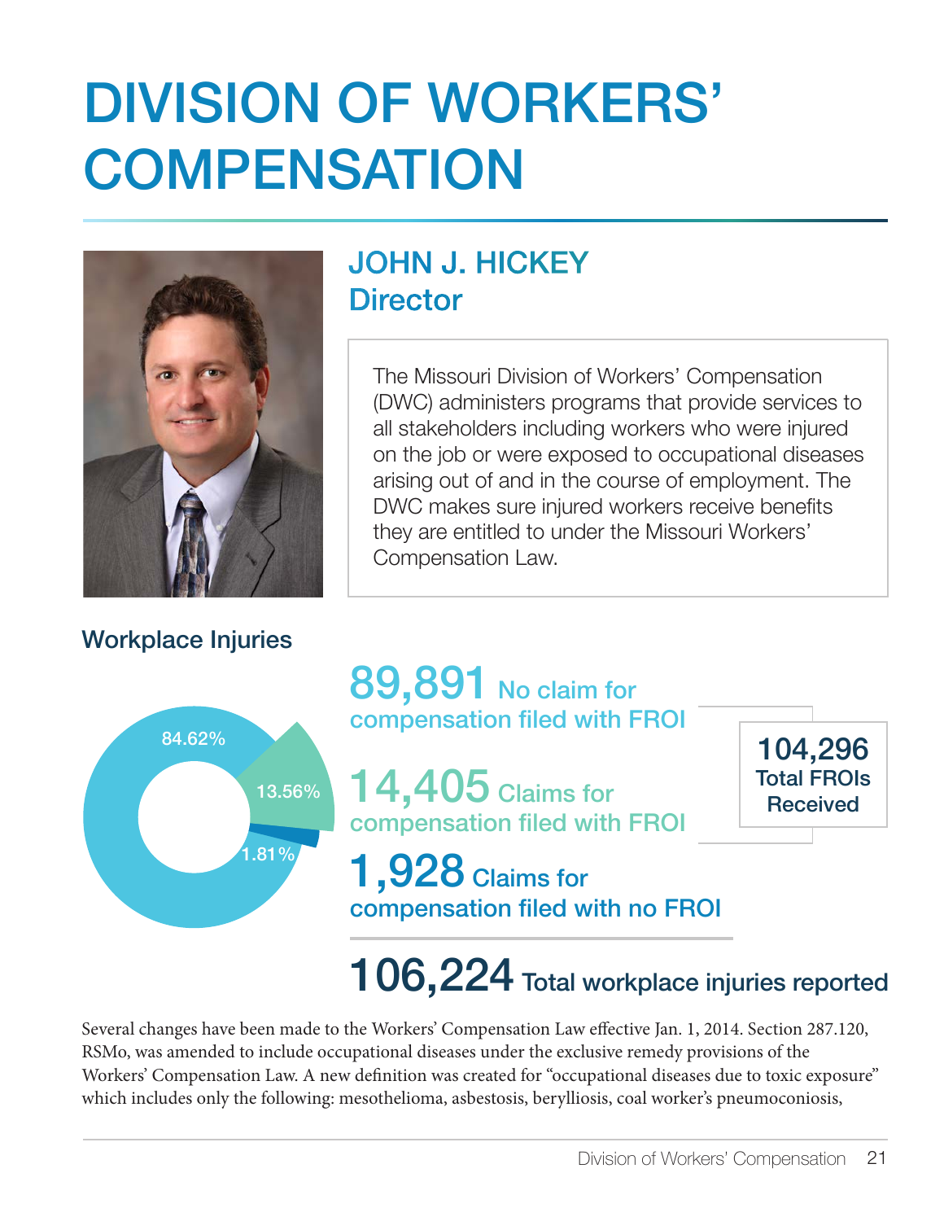# DIVISION OF WORKERS' COMPENSATION

## JOHN J. HICKEY
## Director

The Missouri Division of Workers' Compensation (DWC) administers programs that provide services to all stakeholders including workers who were injured on the job or were exposed to occupational diseases arising out of and in the course of employment. The DWC makes sure injured workers receive benefits they are entitled to under the Missouri Workers' Compensation Law.

### Workplace Injuries

84.62%

13.56%

1.81%

**89,891** No claim for compensation filed with FROI

**14,405** Claims for compensation filed with FROI

**104,296** Total FROIs Received

**1,928** Claims for compensation filed with no FROI

**106,224** Total workplace injuries reported

Several changes have been made to the Workers' Compensation Law effective Jan. 1, 2014. Section 287.120, RSMo, was amended to include occupational diseases under the exclusive remedy provisions of the Workers' Compensation Law. A new definition was created for "occupational diseases due to toxic exposure" which includes only the following: mesothelioma, asbestosis, berylliosis, coal worker's pneumoconiosis,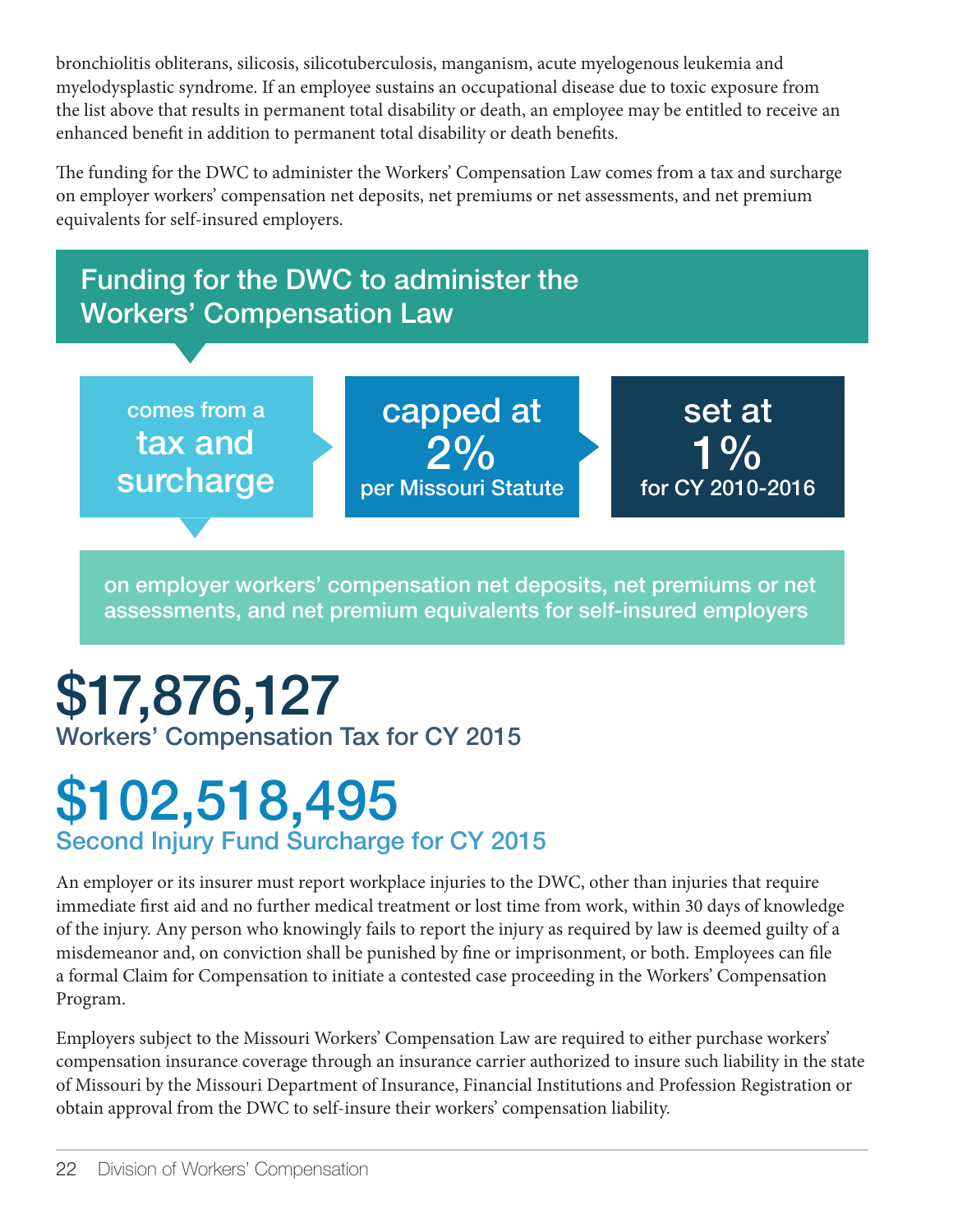bronchiolitis obliterans, silicosis, silicotuberculosis, manganism, acute myelogenous leukemia and myelodysplastic syndrome. If an employee sustains an occupational disease due to toxic exposure from the list above that results in permanent total disability or death, an employee may be entitled to receive an enhanced benefit in addition to permanent total disability or death benefits.

The funding for the DWC to administer the Workers' Compensation Law comes from a tax and surcharge on employer workers' compensation net deposits, net premiums or net assessments, and net premium equivalents for self-insured employers.

## Funding for the DWC to administer the Workers' Compensation Law

comes from a **tax and surcharge**

capped at **2%** per Missouri Statute

set at **1%** for CY 2010-2016

on employer workers' compensation net deposits, net premiums or net assessments, and net premium equivalents for self-insured employers

# $17,876,127
### Workers' Compensation Tax for CY 2015

# $102,518,495
### Second Injury Fund Surcharge for CY 2015

An employer or its insurer must report workplace injuries to the DWC, other than injuries that require immediate first aid and no further medical treatment or lost time from work, within 30 days of knowledge of the injury. Any person who knowingly fails to report the injury as required by law is deemed guilty of a misdemeanor and, on conviction shall be punished by fine or imprisonment, or both. Employees can file a formal Claim for Compensation to initiate a contested case proceeding in the Workers' Compensation Program.

Employers subject to the Missouri Workers' Compensation Law are required to either purchase workers' compensation insurance coverage through an insurance carrier authorized to insure such liability in the state of Missouri by the Missouri Department of Insurance, Financial Institutions and Profession Registration or obtain approval from the DWC to self-insure their workers' compensation liability.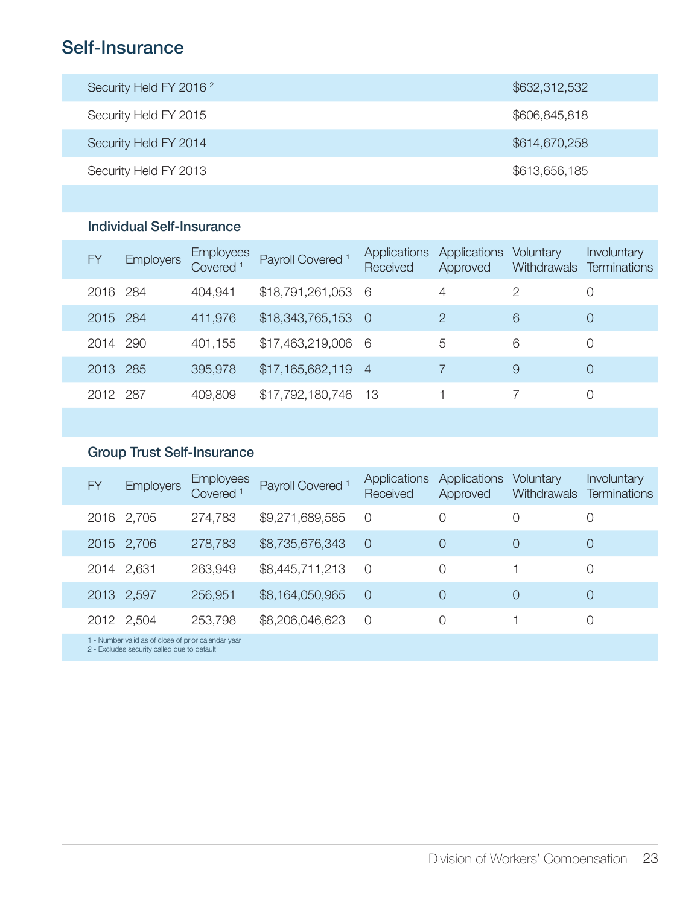## Self-Insurance

| | |
|---|---|
| Security Held FY 2016 [2] | $632,312,532 |
| Security Held FY 2015 | $606,845,818 |
| Security Held FY 2014 | $614,670,258 |
| Security Held FY 2013 | $613,656,185 |

### Individual Self-Insurance

| FY | Employers | Employees Covered [1] | Payroll Covered [1] | Applications Received | Applications Approved | Voluntary Withdrawals | Involuntary Terminations |
|---|---|---|---|---|---|---|---|
| 2016 | 284 | 404,941 | $18,791,261,053 | 6 | 4 | 2 | 0 |
| 2015 | 284 | 411,976 | $18,343,765,153 | 0 | 2 | 6 | 0 |
| 2014 | 290 | 401,155 | $17,463,219,006 | 6 | 5 | 6 | 0 |
| 2013 | 285 | 395,978 | $17,165,682,119 | 4 | 7 | 9 | 0 |
| 2012 | 287 | 409,809 | $17,792,180,746 | 13 | 1 | 7 | 0 |

### Group Trust Self-Insurance

| FY | Employers | Employees Covered [1] | Payroll Covered [1] | Applications Received | Applications Approved | Voluntary Withdrawals | Involuntary Terminations |
|---|---|---|---|---|---|---|---|
| 2016 | 2,705 | 274,783 | $9,271,689,585 | 0 | 0 | 0 | 0 |
| 2015 | 2,706 | 278,783 | $8,735,676,343 | 0 | 0 | 0 | 0 |
| 2014 | 2,631 | 263,949 | $8,445,711,213 | 0 | 0 | 1 | 0 |
| 2013 | 2,597 | 256,951 | $8,164,050,965 | 0 | 0 | 0 | 0 |
| 2012 | 2,504 | 253,798 | $8,206,046,623 | 0 | 0 | 1 | 0 |

1 - Number valid as of close of prior calendar year
2 - Excludes security called due to default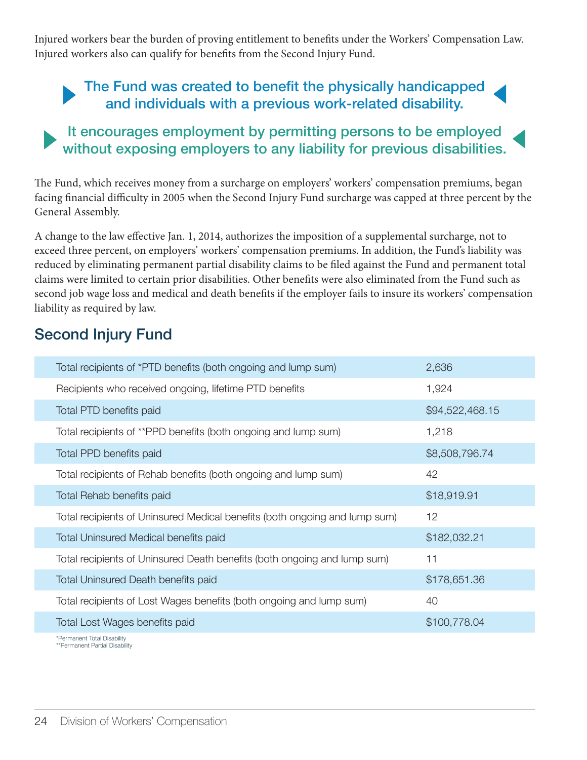Injured workers bear the burden of proving entitlement to benefits under the Workers' Compensation Law. Injured workers also can qualify for benefits from the Second Injury Fund.

**The Fund was created to benefit the physically handicapped and individuals with a previous work-related disability.**

**It encourages employment by permitting persons to be employed without exposing employers to any liability for previous disabilities.**

The Fund, which receives money from a surcharge on employers' workers' compensation premiums, began facing financial difficulty in 2005 when the Second Injury Fund surcharge was capped at three percent by the General Assembly.

A change to the law effective Jan. 1, 2014, authorizes the imposition of a supplemental surcharge, not to exceed three percent, on employers' workers' compensation premiums. In addition, the Fund's liability was reduced by eliminating permanent partial disability claims to be filed against the Fund and permanent total claims were limited to certain prior disabilities. Other benefits were also eliminated from the Fund such as second job wage loss and medical and death benefits if the employer fails to insure its workers' compensation liability as required by law.

## Second Injury Fund

| | |
|---|---|
| Total recipients of *PTD benefits (both ongoing and lump sum) | 2,636 |
| Recipients who received ongoing, lifetime PTD benefits | 1,924 |
| Total PTD benefits paid | $94,522,468.15 |
| Total recipients of **PPD benefits (both ongoing and lump sum) | 1,218 |
| Total PPD benefits paid | $8,508,796.74 |
| Total recipients of Rehab benefits (both ongoing and lump sum) | 42 |
| Total Rehab benefits paid | $18,919.91 |
| Total recipients of Uninsured Medical benefits (both ongoing and lump sum) | 12 |
| Total Uninsured Medical benefits paid | $182,032.21 |
| Total recipients of Uninsured Death benefits (both ongoing and lump sum) | 11 |
| Total Uninsured Death benefits paid | $178,651.36 |
| Total recipients of Lost Wages benefits (both ongoing and lump sum) | 40 |
| Total Lost Wages benefits paid | $100,778.04 |

*Permanent Total Disability
**Permanent Partial Disability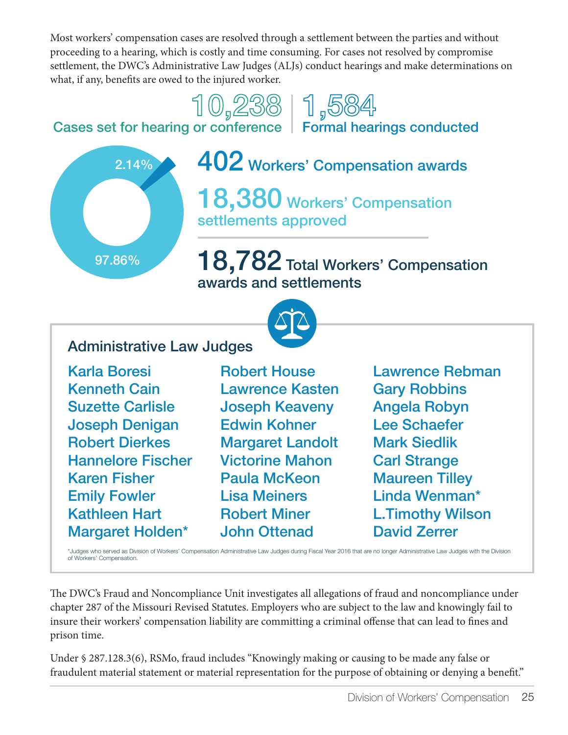Most workers' compensation cases are resolved through a settlement between the parties and without proceeding to a hearing, which is costly and time consuming. For cases not resolved by compromise settlement, the DWC's Administrative Law Judges (ALJs) conduct hearings and make determinations on what, if any, benefits are owed to the injured worker.

**10,238** Cases set for hearing or conference

**1,584** Formal hearings conducted

2.14%

97.86%

**402** Workers' Compensation awards

**18,380** Workers' Compensation settlements approved

**18,782** Total Workers' Compensation awards and settlements

## Administrative Law Judges

Karla Boresi
Kenneth Cain
Suzette Carlisle
Joseph Denigan
Robert Dierkes
Hannelore Fischer
Karen Fisher
Emily Fowler
Kathleen Hart
Margaret Holden*
Robert House
Lawrence Kasten
Joseph Keaveny
Edwin Kohner
Margaret Landolt
Victorine Mahon
Paula McKeon
Lisa Meiners
Robert Miner
John Ottenad
Lawrence Rebman
Gary Robbins
Angela Robyn
Lee Schaefer
Mark Siedlik
Carl Strange
Maureen Tilley
Linda Wenman*
L.Timothy Wilson
David Zerrer

*Judges who served as Division of Workers' Compensation Administrative Law Judges during Fiscal Year 2016 that are no longer Administrative Law Judges with the Division of Workers' Compensation.

The DWC's Fraud and Noncompliance Unit investigates all allegations of fraud and noncompliance under chapter 287 of the Missouri Revised Statutes. Employers who are subject to the law and knowingly fail to insure their workers' compensation liability are committing a criminal offense that can lead to fines and prison time.

Under § 287.128.3(6), RSMo, fraud includes "Knowingly making or causing to be made any false or fraudulent material statement or material representation for the purpose of obtaining or denying a benefit."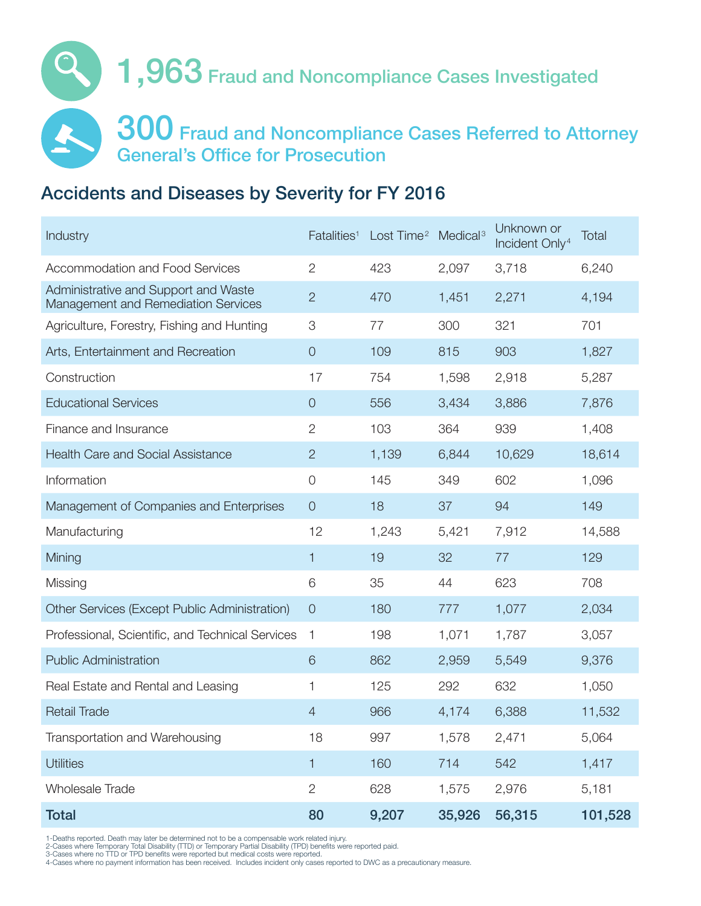**1,963** Fraud and Noncompliance Cases Investigated

**300** Fraud and Noncompliance Cases Referred to Attorney General's Office for Prosecution

## Accidents and Diseases by Severity for FY 2016

| Industry | Fatalities[1] | Lost Time[2] | Medical[3] | Unknown or Incident Only[4] | Total |
|---|---|---|---|---|---|
| Accommodation and Food Services | 2 | 423 | 2,097 | 3,718 | 6,240 |
| Administrative and Support and Waste Management and Remediation Services | 2 | 470 | 1,451 | 2,271 | 4,194 |
| Agriculture, Forestry, Fishing and Hunting | 3 | 77 | 300 | 321 | 701 |
| Arts, Entertainment and Recreation | 0 | 109 | 815 | 903 | 1,827 |
| Construction | 17 | 754 | 1,598 | 2,918 | 5,287 |
| Educational Services | 0 | 556 | 3,434 | 3,886 | 7,876 |
| Finance and Insurance | 2 | 103 | 364 | 939 | 1,408 |
| Health Care and Social Assistance | 2 | 1,139 | 6,844 | 10,629 | 18,614 |
| Information | 0 | 145 | 349 | 602 | 1,096 |
| Management of Companies and Enterprises | 0 | 18 | 37 | 94 | 149 |
| Manufacturing | 12 | 1,243 | 5,421 | 7,912 | 14,588 |
| Mining | 1 | 19 | 32 | 77 | 129 |
| Missing | 6 | 35 | 44 | 623 | 708 |
| Other Services (Except Public Administration) | 0 | 180 | 777 | 1,077 | 2,034 |
| Professional, Scientific, and Technical Services | 1 | 198 | 1,071 | 1,787 | 3,057 |
| Public Administration | 6 | 862 | 2,959 | 5,549 | 9,376 |
| Real Estate and Rental and Leasing | 1 | 125 | 292 | 632 | 1,050 |
| Retail Trade | 4 | 966 | 4,174 | 6,388 | 11,532 |
| Transportation and Warehousing | 18 | 997 | 1,578 | 2,471 | 5,064 |
| Utilities | 1 | 160 | 714 | 542 | 1,417 |
| Wholesale Trade | 2 | 628 | 1,575 | 2,976 | 5,181 |
| **Total** | **80** | **9,207** | **35,926** | **56,315** | **101,528** |

1-Deaths reported. Death may later be determined not to be a compensable work related injury.
2-Cases where Temporary Total Disability (TTD) or Temporary Partial Disability (TPD) benefits were reported paid.
3-Cases where no TTD or TPD benefits were reported but medical costs were reported.
4-Cases where no payment information has been received. Includes incident only cases reported to DWC as a precautionary measure.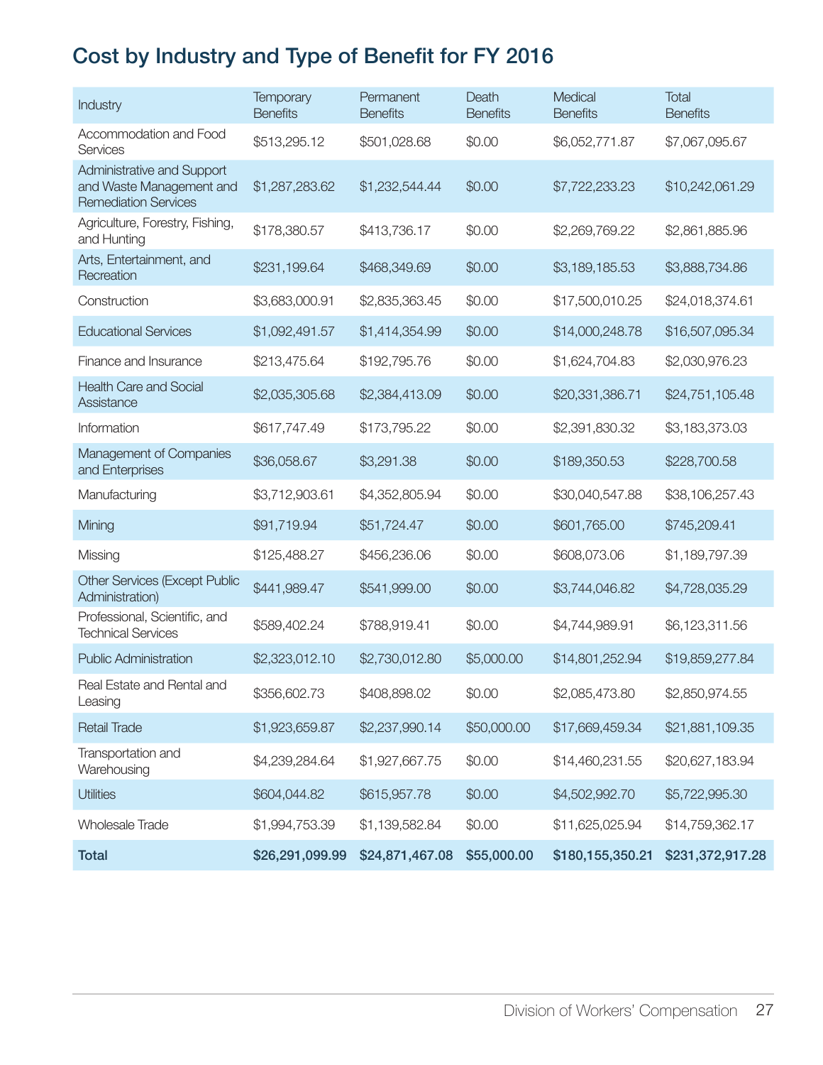# Cost by Industry and Type of Benefit for FY 2016

| Industry | Temporary Benefits | Permanent Benefits | Death Benefits | Medical Benefits | Total Benefits |
|---|---|---|---|---|---|
| Accommodation and Food Services | $513,295.12 | $501,028.68 | $0.00 | $6,052,771.87 | $7,067,095.67 |
| Administrative and Support and Waste Management and Remediation Services | $1,287,283.62 | $1,232,544.44 | $0.00 | $7,722,233.23 | $10,242,061.29 |
| Agriculture, Forestry, Fishing, and Hunting | $178,380.57 | $413,736.17 | $0.00 | $2,269,769.22 | $2,861,885.96 |
| Arts, Entertainment, and Recreation | $231,199.64 | $468,349.69 | $0.00 | $3,189,185.53 | $3,888,734.86 |
| Construction | $3,683,000.91 | $2,835,363.45 | $0.00 | $17,500,010.25 | $24,018,374.61 |
| Educational Services | $1,092,491.57 | $1,414,354.99 | $0.00 | $14,000,248.78 | $16,507,095.34 |
| Finance and Insurance | $213,475.64 | $192,795.76 | $0.00 | $1,624,704.83 | $2,030,976.23 |
| Health Care and Social Assistance | $2,035,305.68 | $2,384,413.09 | $0.00 | $20,331,386.71 | $24,751,105.48 |
| Information | $617,747.49 | $173,795.22 | $0.00 | $2,391,830.32 | $3,183,373.03 |
| Management of Companies and Enterprises | $36,058.67 | $3,291.38 | $0.00 | $189,350.53 | $228,700.58 |
| Manufacturing | $3,712,903.61 | $4,352,805.94 | $0.00 | $30,040,547.88 | $38,106,257.43 |
| Mining | $91,719.94 | $51,724.47 | $0.00 | $601,765.00 | $745,209.41 |
| Missing | $125,488.27 | $456,236.06 | $0.00 | $608,073.06 | $1,189,797.39 |
| Other Services (Except Public Administration) | $441,989.47 | $541,999.00 | $0.00 | $3,744,046.82 | $4,728,035.29 |
| Professional, Scientific, and Technical Services | $589,402.24 | $788,919.41 | $0.00 | $4,744,989.91 | $6,123,311.56 |
| Public Administration | $2,323,012.10 | $2,730,012.80 | $5,000.00 | $14,801,252.94 | $19,859,277.84 |
| Real Estate and Rental and Leasing | $356,602.73 | $408,898.02 | $0.00 | $2,085,473.80 | $2,850,974.55 |
| Retail Trade | $1,923,659.87 | $2,237,990.14 | $50,000.00 | $17,669,459.34 | $21,881,109.35 |
| Transportation and Warehousing | $4,239,284.64 | $1,927,667.75 | $0.00 | $14,460,231.55 | $20,627,183.94 |
| Utilities | $604,044.82 | $615,957.78 | $0.00 | $4,502,992.70 | $5,722,995.30 |
| Wholesale Trade | $1,994,753.39 | $1,139,582.84 | $0.00 | $11,625,025.94 | $14,759,362.17 |
| **Total** | **$26,291,099.99** | **$24,871,467.08** | **$55,000.00** | **$180,155,350.21** | **$231,372,917.28** |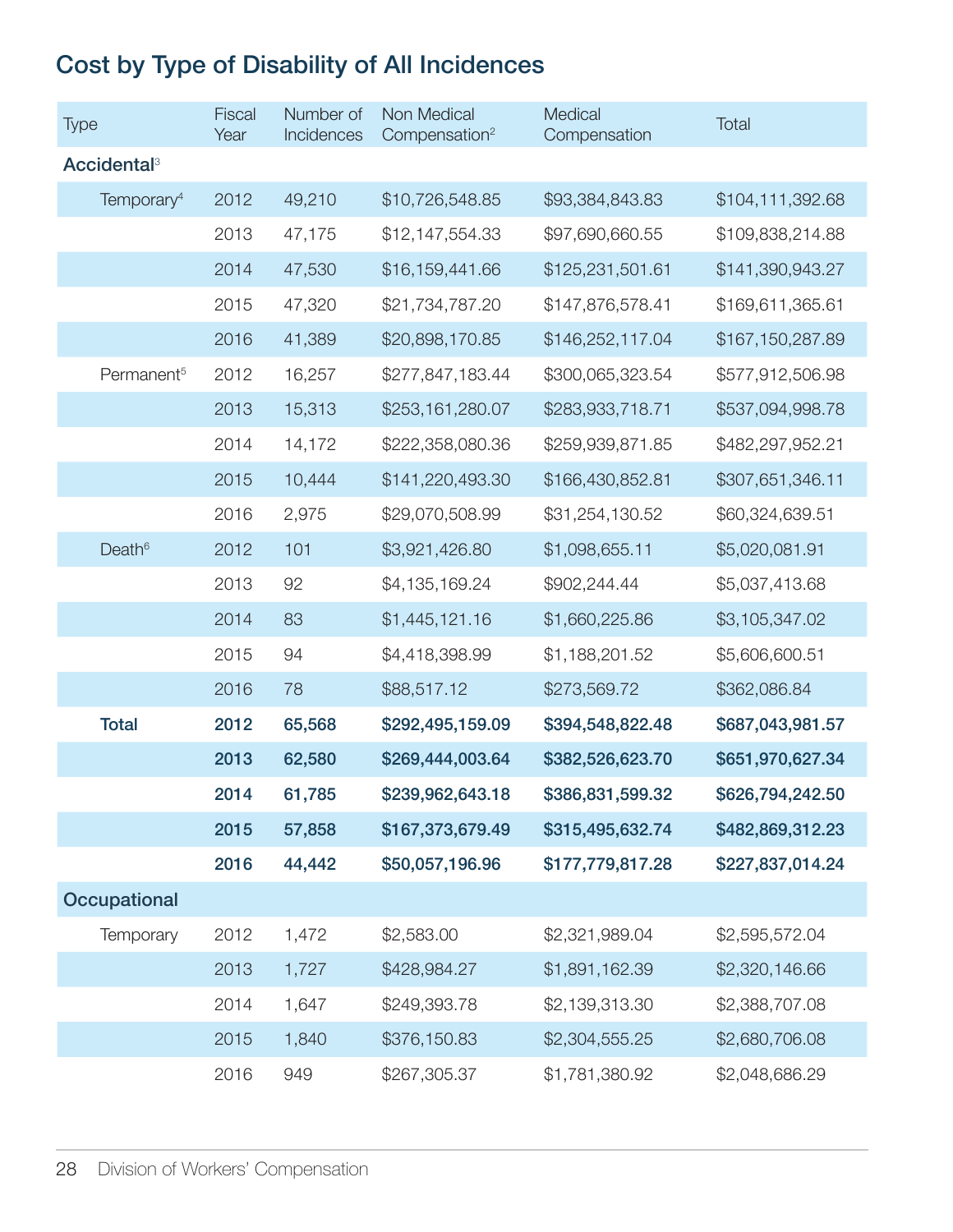## Cost by Type of Disability of All Incidences

| Type | Fiscal Year | Number of Incidences | Non Medical Compensation[2] | Medical Compensation | Total |
|---|---|---|---|---|---|
| **Accidental**[3] | | | | | |
| Temporary[4] | 2012 | 49,210 | $10,726,548.85 | $93,384,843.83 | $104,111,392.68 |
| | 2013 | 47,175 | $12,147,554.33 | $97,690,660.55 | $109,838,214.88 |
| | 2014 | 47,530 | $16,159,441.66 | $125,231,501.61 | $141,390,943.27 |
| | 2015 | 47,320 | $21,734,787.20 | $147,876,578.41 | $169,611,365.61 |
| | 2016 | 41,389 | $20,898,170.85 | $146,252,117.04 | $167,150,287.89 |
| Permanent[5] | 2012 | 16,257 | $277,847,183.44 | $300,065,323.54 | $577,912,506.98 |
| | 2013 | 15,313 | $253,161,280.07 | $283,933,718.71 | $537,094,998.78 |
| | 2014 | 14,172 | $222,358,080.36 | $259,939,871.85 | $482,297,952.21 |
| | 2015 | 10,444 | $141,220,493.30 | $166,430,852.81 | $307,651,346.11 |
| | 2016 | 2,975 | $29,070,508.99 | $31,254,130.52 | $60,324,639.51 |
| Death[6] | 2012 | 101 | $3,921,426.80 | $1,098,655.11 | $5,020,081.91 |
| | 2013 | 92 | $4,135,169.24 | $902,244.44 | $5,037,413.68 |
| | 2014 | 83 | $1,445,121.16 | $1,660,225.86 | $3,105,347.02 |
| | 2015 | 94 | $4,418,398.99 | $1,188,201.52 | $5,606,600.51 |
| | 2016 | 78 | $88,517.12 | $273,569.72 | $362,086.84 |
| **Total** | **2012** | **65,568** | **$292,495,159.09** | **$394,548,822.48** | **$687,043,981.57** |
| | **2013** | **62,580** | **$269,444,003.64** | **$382,526,623.70** | **$651,970,627.34** |
| | **2014** | **61,785** | **$239,962,643.18** | **$386,831,599.32** | **$626,794,242.50** |
| | **2015** | **57,858** | **$167,373,679.49** | **$315,495,632.74** | **$482,869,312.23** |
| | **2016** | **44,442** | **$50,057,196.96** | **$177,779,817.28** | **$227,837,014.24** |
| **Occupational** | | | | | |
| Temporary | 2012 | 1,472 | $2,583.00 | $2,321,989.04 | $2,595,572.04 |
| | 2013 | 1,727 | $428,984.27 | $1,891,162.39 | $2,320,146.66 |
| | 2014 | 1,647 | $249,393.78 | $2,139,313.30 | $2,388,707.08 |
| | 2015 | 1,840 | $376,150.83 | $2,304,555.25 | $2,680,706.08 |
| | 2016 | 949 | $267,305.37 | $1,781,380.92 | $2,048,686.29 |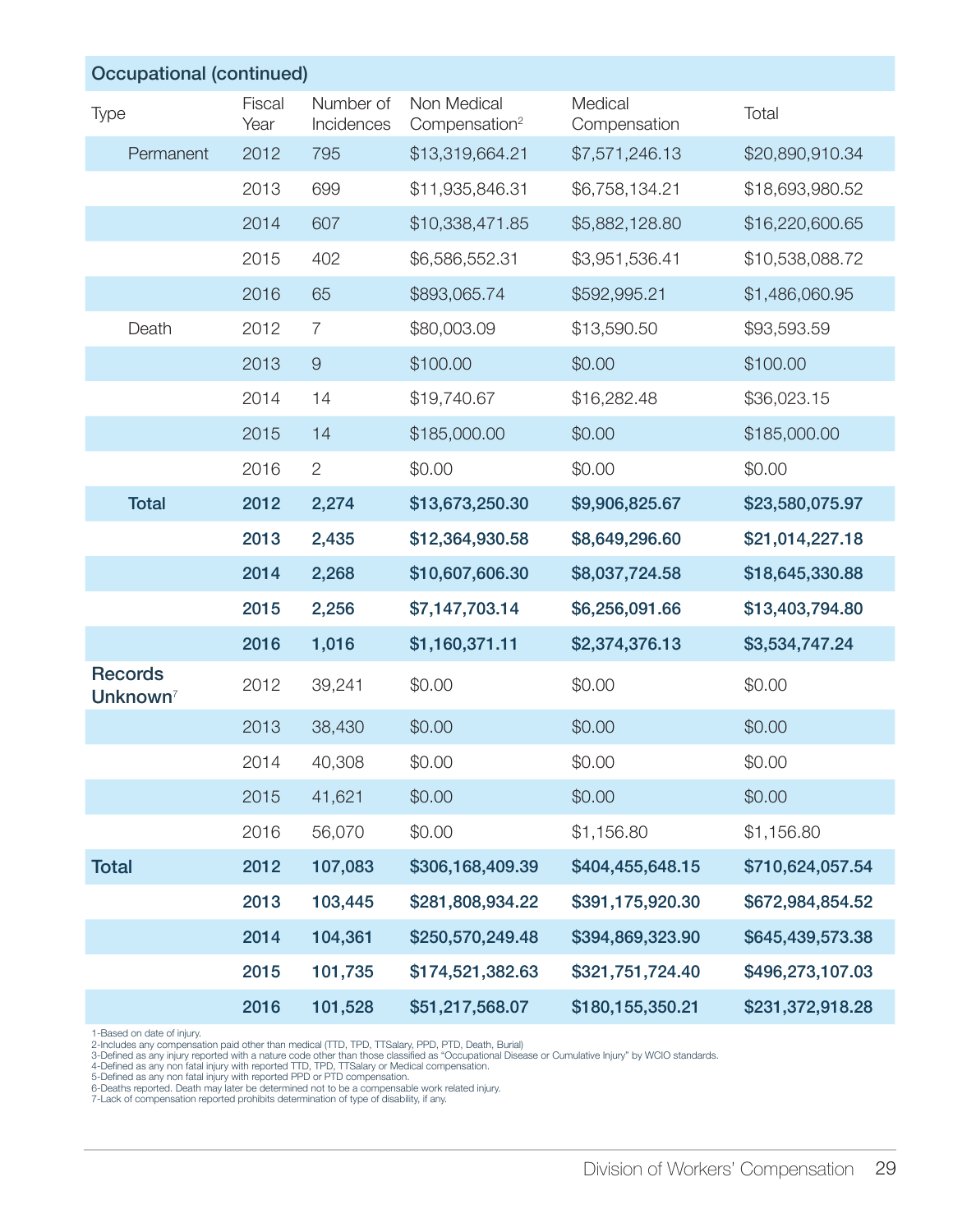| Occupational (continued) | | | | | |
|---|---|---|---|---|---|
| Type | Fiscal Year | Number of Incidences | Non Medical Compensation[2] | Medical Compensation | Total |
| Permanent | 2012 | 795 | $13,319,664.21 | $7,571,246.13 | $20,890,910.34 |
| | 2013 | 699 | $11,935,846.31 | $6,758,134.21 | $18,693,980.52 |
| | 2014 | 607 | $10,338,471.85 | $5,882,128.80 | $16,220,600.65 |
| | 2015 | 402 | $6,586,552.31 | $3,951,536.41 | $10,538,088.72 |
| | 2016 | 65 | $893,065.74 | $592,995.21 | $1,486,060.95 |
| Death | 2012 | 7 | $80,003.09 | $13,590.50 | $93,593.59 |
| | 2013 | 9 | $100.00 | $0.00 | $100.00 |
| | 2014 | 14 | $19,740.67 | $16,282.48 | $36,023.15 |
| | 2015 | 14 | $185,000.00 | $0.00 | $185,000.00 |
| | 2016 | 2 | $0.00 | $0.00 | $0.00 |
| **Total** | **2012** | **2,274** | **$13,673,250.30** | **$9,906,825.67** | **$23,580,075.97** |
| | **2013** | **2,435** | **$12,364,930.58** | **$8,649,296.60** | **$21,014,227.18** |
| | **2014** | **2,268** | **$10,607,606.30** | **$8,037,724.58** | **$18,645,330.88** |
| | **2015** | **2,256** | **$7,147,703.14** | **$6,256,091.66** | **$13,403,794.80** |
| | **2016** | **1,016** | **$1,160,371.11** | **$2,374,376.13** | **$3,534,747.24** |
| **Records Unknown[7]** | 2012 | 39,241 | $0.00 | $0.00 | $0.00 |
| | 2013 | 38,430 | $0.00 | $0.00 | $0.00 |
| | 2014 | 40,308 | $0.00 | $0.00 | $0.00 |
| | 2015 | 41,621 | $0.00 | $0.00 | $0.00 |
| | 2016 | 56,070 | $0.00 | $1,156.80 | $1,156.80 |
| **Total** | **2012** | **107,083** | **$306,168,409.39** | **$404,455,648.15** | **$710,624,057.54** |
| | **2013** | **103,445** | **$281,808,934.22** | **$391,175,920.30** | **$672,984,854.52** |
| | **2014** | **104,361** | **$250,570,249.48** | **$394,869,323.90** | **$645,439,573.38** |
| | **2015** | **101,735** | **$174,521,382.63** | **$321,751,724.40** | **$496,273,107.03** |
| | **2016** | **101,528** | **$51,217,568.07** | **$180,155,350.21** | **$231,372,918.28** |

1-Based on date of injury.
2-Includes any compensation paid other than medical (TTD, TPD, TTSalary, PPD, PTD, Death, Burial)
3-Defined as any injury reported with a nature code other than those classified as "Occupational Disease or Cumulative Injury" by WCIO standards.
4-Defined as any non fatal injury with reported TTD, TPD, TTSalary or Medical compensation.
5-Defined as any non fatal injury with reported PPD or PTD compensation.
6-Deaths reported. Death may later be determined not to be a compensable work related injury.
7-Lack of compensation reported prohibits determination of type of disability, if any.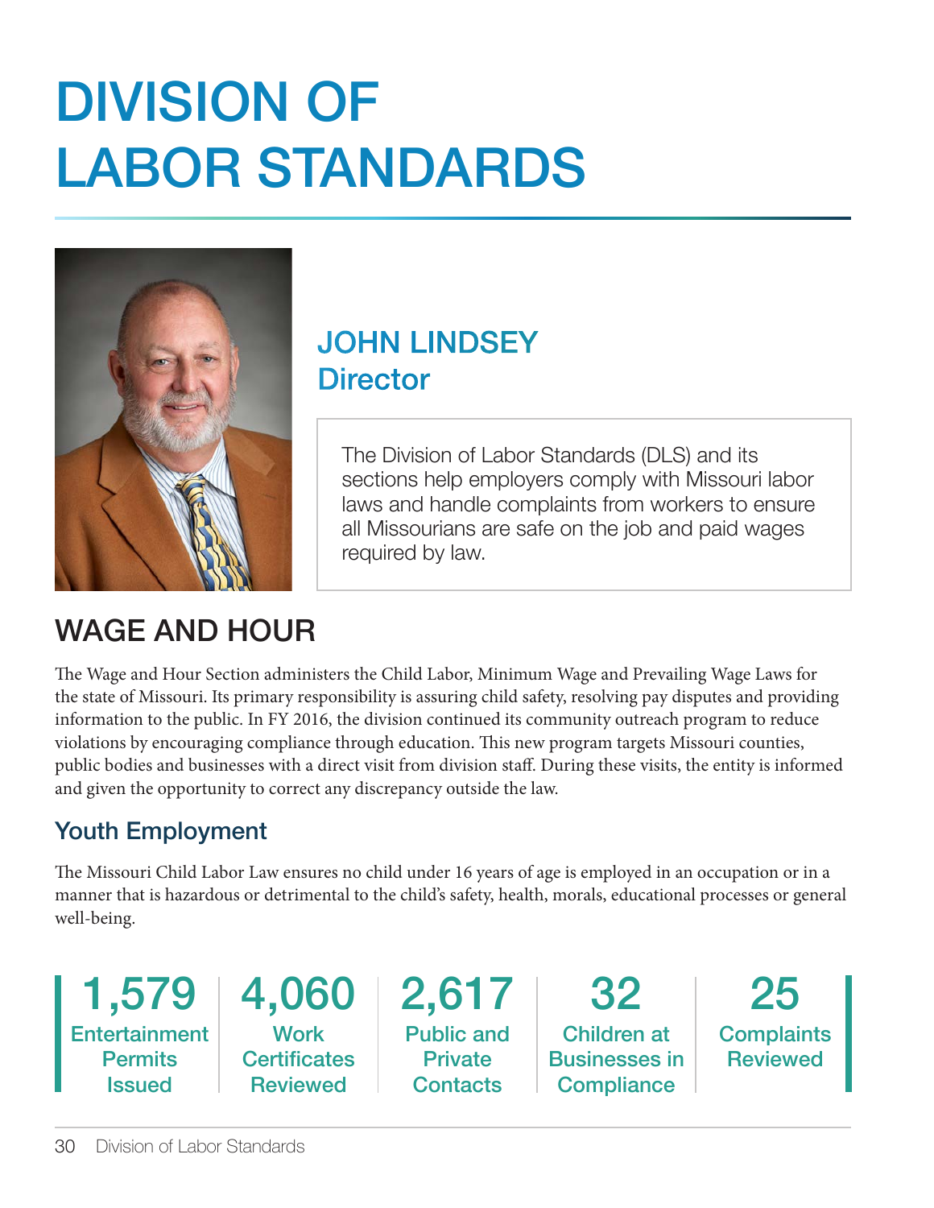# DIVISION OF LABOR STANDARDS

## JOHN LINDSEY
**Director**

The Division of Labor Standards (DLS) and its sections help employers comply with Missouri labor laws and handle complaints from workers to ensure all Missourians are safe on the job and paid wages required by law.

## WAGE AND HOUR

The Wage and Hour Section administers the Child Labor, Minimum Wage and Prevailing Wage Laws for the state of Missouri. Its primary responsibility is assuring child safety, resolving pay disputes and providing information to the public. In FY 2016, the division continued its community outreach program to reduce violations by encouraging compliance through education. This new program targets Missouri counties, public bodies and businesses with a direct visit from division staff. During these visits, the entity is informed and given the opportunity to correct any discrepancy outside the law.

### Youth Employment

The Missouri Child Labor Law ensures no child under 16 years of age is employed in an occupation or in a manner that is hazardous or detrimental to the child's safety, health, morals, educational processes or general well-being.

**1,579** Entertainment Permits Issued

**4,060** Work Certificates Reviewed

**2,617** Public and Private Contacts

**32** Children at Businesses in Compliance

**25** Complaints Reviewed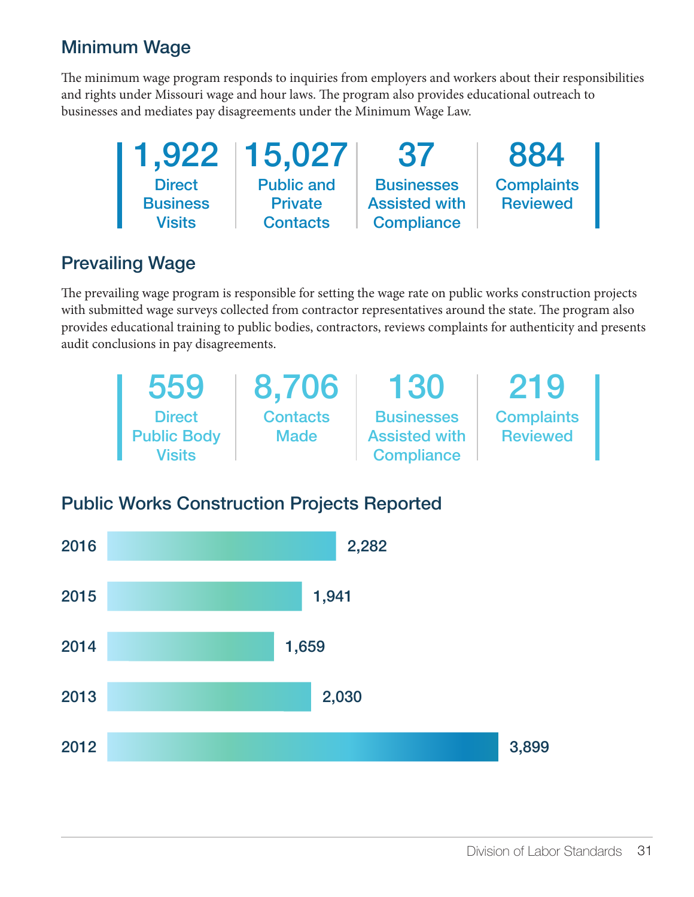## Minimum Wage

The minimum wage program responds to inquiries from employers and workers about their responsibilities and rights under Missouri wage and hour laws. The program also provides educational outreach to businesses and mediates pay disagreements under the Minimum Wage Law.

| 1,922 | 15,027 | 37 | 884 |
|---|---|---|---|
| Direct Business Visits | Public and Private Contacts | Businesses Assisted with Compliance | Complaints Reviewed |

## Prevailing Wage

The prevailing wage program is responsible for setting the wage rate on public works construction projects with submitted wage surveys collected from contractor representatives around the state. The program also provides educational training to public bodies, contractors, reviews complaints for authenticity and presents audit conclusions in pay disagreements.

| 559 | 8,706 | 130 | 219 |
|---|---|---|---|
| Direct Public Body Visits | Contacts Made | Businesses Assisted with Compliance | Complaints Reviewed |

## Public Works Construction Projects Reported

| Year | Projects |
|---|---|
| 2016 | 2,282 |
| 2015 | 1,941 |
| 2014 | 1,659 |
| 2013 | 2,030 |
| 2012 | 3,899 |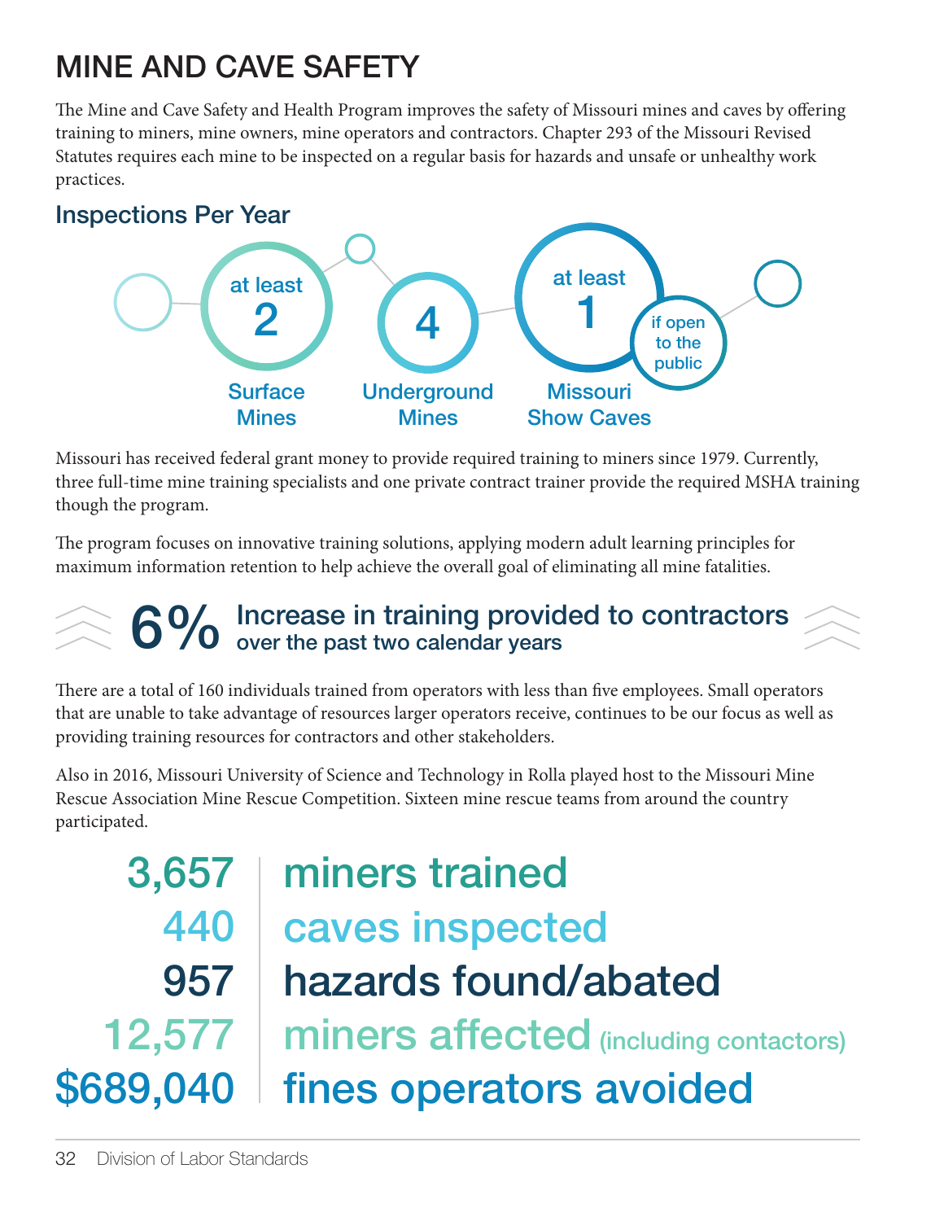# MINE AND CAVE SAFETY

The Mine and Cave Safety and Health Program improves the safety of Missouri mines and caves by offering training to miners, mine owners, mine operators and contractors. Chapter 293 of the Missouri Revised Statutes requires each mine to be inspected on a regular basis for hazards and unsafe or unhealthy work practices.

## Inspections Per Year

- **at least 2** — Surface Mines
- **4** — Underground Mines
- **at least 1** (if open to the public) — Missouri Show Caves

Missouri has received federal grant money to provide required training to miners since 1979. Currently, three full-time mine training specialists and one private contract trainer provide the required MSHA training though the program.

The program focuses on innovative training solutions, applying modern adult learning principles for maximum information retention to help achieve the overall goal of eliminating all mine fatalities.

**6%** Increase in training provided to contractors over the past two calendar years

There are a total of 160 individuals trained from operators with less than five employees. Small operators that are unable to take advantage of resources larger operators receive, continues to be our focus as well as providing training resources for contractors and other stakeholders.

Also in 2016, Missouri University of Science and Technology in Rolla played host to the Missouri Mine Rescue Association Mine Rescue Competition. Sixteen mine rescue teams from around the country participated.

| | |
|---|---|
| 3,657 | miners trained |
| 440 | caves inspected |
| 957 | hazards found/abated |
| 12,577 | miners affected (including contactors) |
| $689,040 | fines operators avoided |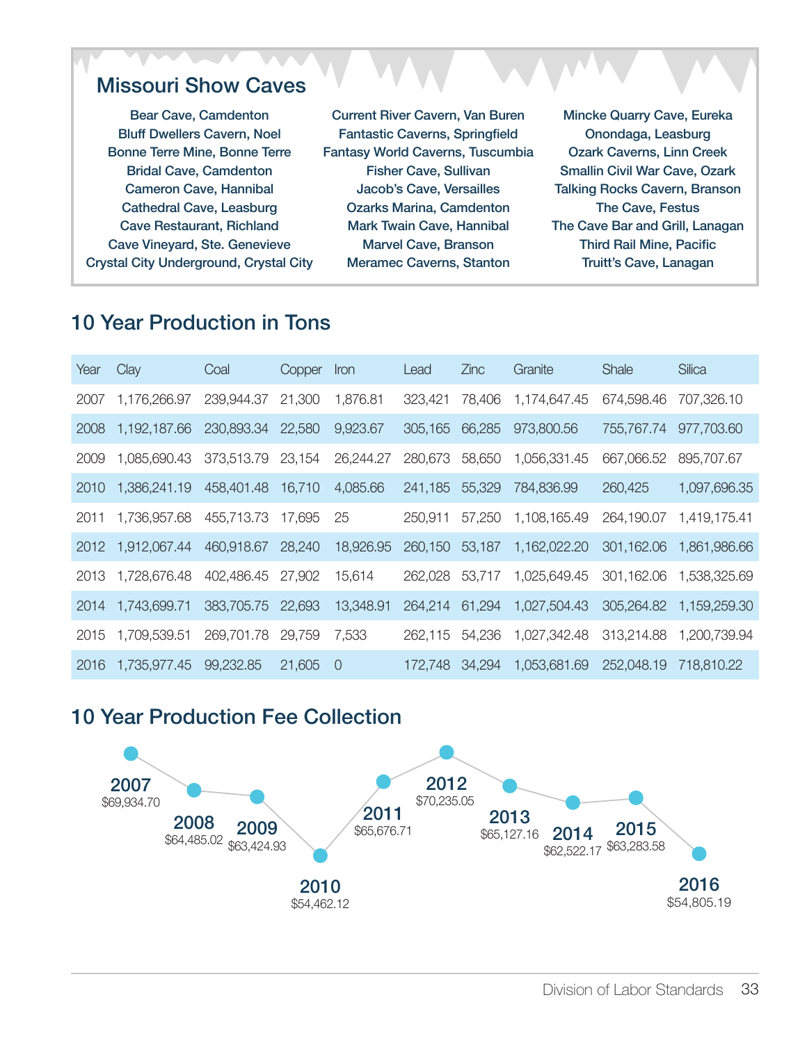## Missouri Show Caves

Bear Cave, Camdenton
Bluff Dwellers Cavern, Noel
Bonne Terre Mine, Bonne Terre
Bridal Cave, Camdenton
Cameron Cave, Hannibal
Cathedral Cave, Leasburg
Cave Restaurant, Richland
Cave Vineyard, Ste. Genevieve
Crystal City Underground, Crystal City
Current River Cavern, Van Buren
Fantastic Caverns, Springfield
Fantasy World Caverns, Tuscumbia
Fisher Cave, Sullivan
Jacob's Cave, Versailles
Ozarks Marina, Camdenton
Mark Twain Cave, Hannibal
Marvel Cave, Branson
Meramec Caverns, Stanton
Mincke Quarry Cave, Eureka
Onondaga, Leasburg
Ozark Caverns, Linn Creek
Smallin Civil War Cave, Ozark
Talking Rocks Cavern, Branson
The Cave, Festus
The Cave Bar and Grill, Lanagan
Third Rail Mine, Pacific
Truitt's Cave, Lanagan

## 10 Year Production in Tons

| Year | Clay | Coal | Copper | Iron | Lead | Zinc | Granite | Shale | Silica |
|---|---|---|---|---|---|---|---|---|---|
| 2007 | 1,176,266.97 | 239,944.37 | 21,300 | 1,876.81 | 323,421 | 78,406 | 1,174,647.45 | 674,598.46 | 707,326.10 |
| 2008 | 1,192,187.66 | 230,893.34 | 22,580 | 9,923.67 | 305,165 | 66,285 | 973,800.56 | 755,767.74 | 977,703.60 |
| 2009 | 1,085,690.43 | 373,513.79 | 23,154 | 26,244.27 | 280,673 | 58,650 | 1,056,331.45 | 667,066.52 | 895,707.67 |
| 2010 | 1,386,241.19 | 458,401.48 | 16,710 | 4,085.66 | 241,185 | 55,329 | 784,836.99 | 260,425 | 1,097,696.35 |
| 2011 | 1,736,957.68 | 455,713.73 | 17,695 | 25 | 250,911 | 57,250 | 1,108,165.49 | 264,190.07 | 1,419,175.41 |
| 2012 | 1,912,067.44 | 460,918.67 | 28,240 | 18,926.95 | 260,150 | 53,187 | 1,162,022.20 | 301,162.06 | 1,861,986.66 |
| 2013 | 1,728,676.48 | 402,486.45 | 27,902 | 15,614 | 262,028 | 53,717 | 1,025,649.45 | 301,162.06 | 1,538,325.69 |
| 2014 | 1,743,699.71 | 383,705.75 | 22,693 | 13,348.91 | 264,214 | 61,294 | 1,027,504.43 | 305,264.82 | 1,159,259.30 |
| 2015 | 1,709,539.51 | 269,701.78 | 29,759 | 7,533 | 262,115 | 54,236 | 1,027,342.48 | 313,214.88 | 1,200,739.94 |
| 2016 | 1,735,977.45 | 99,232.85 | 21,605 | 0 | 172,748 | 34,294 | 1,053,681.69 | 252,048.19 | 718,810.22 |

## 10 Year Production Fee Collection

| Year | Fee Collection |
|---|---|
| 2007 | $69,934.70 |
| 2008 | $64,485.02 |
| 2009 | $63,424.93 |
| 2010 | $54,462.12 |
| 2011 | $65,676.71 |
| 2012 | $70,235.05 |
| 2013 | $65,127.16 |
| 2014 | $62,522.17 |
| 2015 | $63,283.58 |
| 2016 | $54,805.19 |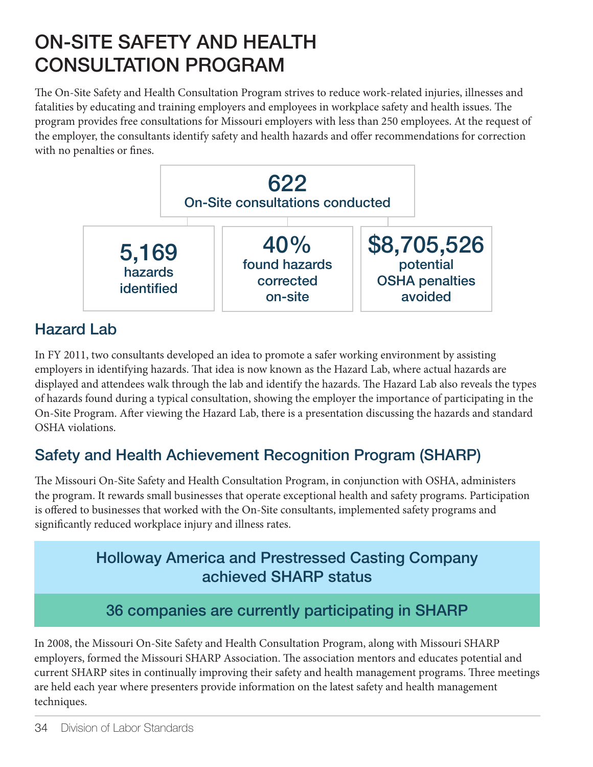# ON-SITE SAFETY AND HEALTH CONSULTATION PROGRAM

The On-Site Safety and Health Consultation Program strives to reduce work-related injuries, illnesses and fatalities by educating and training employers and employees in workplace safety and health issues. The program provides free consultations for Missouri employers with less than 250 employees. At the request of the employer, the consultants identify safety and health hazards and offer recommendations for correction with no penalties or fines.

**622**
On-Site consultations conducted

**5,169**
hazards identified

**40%**
found hazards corrected on-site

**$8,705,526**
potential OSHA penalties avoided

## Hazard Lab

In FY 2011, two consultants developed an idea to promote a safer working environment by assisting employers in identifying hazards. That idea is now known as the Hazard Lab, where actual hazards are displayed and attendees walk through the lab and identify the hazards. The Hazard Lab also reveals the types of hazards found during a typical consultation, showing the employer the importance of participating in the On-Site Program. After viewing the Hazard Lab, there is a presentation discussing the hazards and standard OSHA violations.

## Safety and Health Achievement Recognition Program (SHARP)

The Missouri On-Site Safety and Health Consultation Program, in conjunction with OSHA, administers the program. It rewards small businesses that operate exceptional health and safety programs. Participation is offered to businesses that worked with the On-Site consultants, implemented safety programs and significantly reduced workplace injury and illness rates.

**Holloway America and Prestressed Casting Company achieved SHARP status**

**36 companies are currently participating in SHARP**

In 2008, the Missouri On-Site Safety and Health Consultation Program, along with Missouri SHARP employers, formed the Missouri SHARP Association. The association mentors and educates potential and current SHARP sites in continually improving their safety and health management programs. Three meetings are held each year where presenters provide information on the latest safety and health management techniques.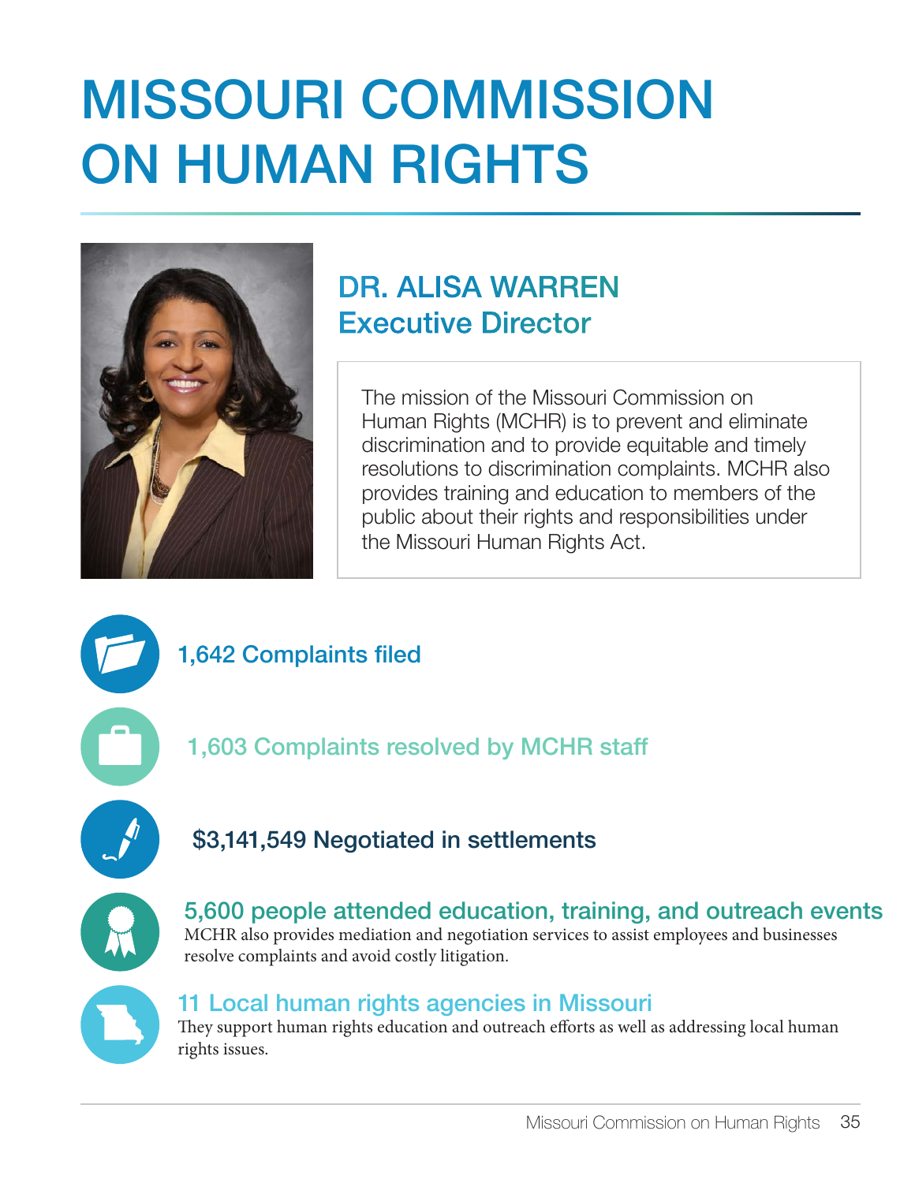# MISSOURI COMMISSION ON HUMAN RIGHTS

## DR. ALISA WARREN
## Executive Director

The mission of the Missouri Commission on Human Rights (MCHR) is to prevent and eliminate discrimination and to provide equitable and timely resolutions to discrimination complaints. MCHR also provides training and education to members of the public about their rights and responsibilities under the Missouri Human Rights Act.

### 1,642 Complaints filed

### 1,603 Complaints resolved by MCHR staff

### $3,141,549 Negotiated in settlements

### 5,600 people attended education, training, and outreach events

MCHR also provides mediation and negotiation services to assist employees and businesses resolve complaints and avoid costly litigation.

### 11 Local human rights agencies in Missouri

They support human rights education and outreach efforts as well as addressing local human rights issues.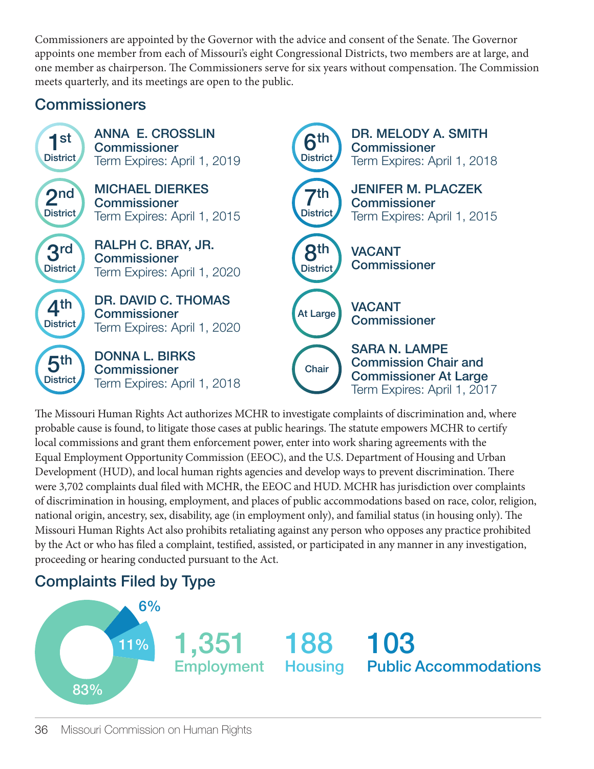Commissioners are appointed by the Governor with the advice and consent of the Senate. The Governor appoints one member from each of Missouri's eight Congressional Districts, two members are at large, and one member as chairperson. The Commissioners serve for six years without compensation. The Commission meets quarterly, and its meetings are open to the public.

## Commissioners

**1st District** — **ANNA E. CROSSLIN**
**Commissioner**
Term Expires: April 1, 2019

**2nd District** — **MICHAEL DIERKES**
**Commissioner**
Term Expires: April 1, 2015

**3rd District** — **RALPH C. BRAY, JR.**
**Commissioner**
Term Expires: April 1, 2020

**4th District** — **DR. DAVID C. THOMAS**
**Commissioner**
Term Expires: April 1, 2020

**5th District** — **DONNA L. BIRKS**
**Commissioner**
Term Expires: April 1, 2018

**6th District** — **DR. MELODY A. SMITH**
**Commissioner**
Term Expires: April 1, 2018

**7th District** — **JENIFER M. PLACZEK**
**Commissioner**
Term Expires: April 1, 2015

**8th District** — **VACANT**
**Commissioner**

**At Large** — **VACANT**
**Commissioner**

**Chair** — **SARA N. LAMPE**
**Commission Chair and Commissioner At Large**
Term Expires: April 1, 2017

The Missouri Human Rights Act authorizes MCHR to investigate complaints of discrimination and, where probable cause is found, to litigate those cases at public hearings. The statute empowers MCHR to certify local commissions and grant them enforcement power, enter into work sharing agreements with the Equal Employment Opportunity Commission (EEOC), and the U.S. Department of Housing and Urban Development (HUD), and local human rights agencies and develop ways to prevent discrimination. There were 3,702 complaints dual filed with MCHR, the EEOC and HUD. MCHR has jurisdiction over complaints of discrimination in housing, employment, and places of public accommodations based on race, color, religion, national origin, ancestry, sex, disability, age (in employment only), and familial status (in housing only). The Missouri Human Rights Act also prohibits retaliating against any person who opposes any practice prohibited by the Act or who has filed a complaint, testified, assisted, or participated in any manner in any investigation, proceeding or hearing conducted pursuant to the Act.

## Complaints Filed by Type

83%
11%
6%

**1,351** Employment

**188** Housing

**103** Public Accommodations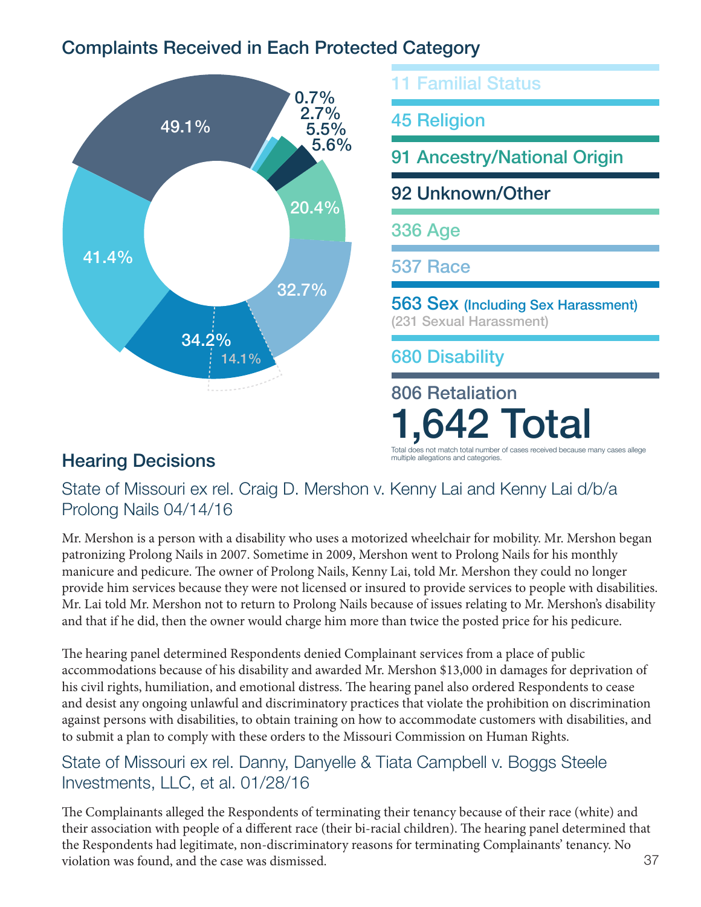## Complaints Received in Each Protected Category

0.7%
2.7%
5.5%
5.6%
20.4%
32.7%
34.2%
14.1%
41.4%
49.1%

11 Familial Status

45 Religion

91 Ancestry/National Origin

92 Unknown/Other

336 Age

537 Race

563 Sex (Including Sex Harassment)
(231 Sexual Harassment)

680 Disability

806 Retaliation

**1,642 Total**

Total does not match total number of cases received because many cases allege multiple allegations and categories.

## Hearing Decisions

### State of Missouri ex rel. Craig D. Mershon v. Kenny Lai and Kenny Lai d/b/a Prolong Nails 04/14/16

Mr. Mershon is a person with a disability who uses a motorized wheelchair for mobility. Mr. Mershon began patronizing Prolong Nails in 2007. Sometime in 2009, Mershon went to Prolong Nails for his monthly manicure and pedicure. The owner of Prolong Nails, Kenny Lai, told Mr. Mershon they could no longer provide him services because they were not licensed or insured to provide services to people with disabilities. Mr. Lai told Mr. Mershon not to return to Prolong Nails because of issues relating to Mr. Mershon's disability and that if he did, then the owner would charge him more than twice the posted price for his pedicure.

The hearing panel determined Respondents denied Complainant services from a place of public accommodations because of his disability and awarded Mr. Mershon $13,000 in damages for deprivation of his civil rights, humiliation, and emotional distress. The hearing panel also ordered Respondents to cease and desist any ongoing unlawful and discriminatory practices that violate the prohibition on discrimination against persons with disabilities, to obtain training on how to accommodate customers with disabilities, and to submit a plan to comply with these orders to the Missouri Commission on Human Rights.

### State of Missouri ex rel. Danny, Danyelle & Tiata Campbell v. Boggs Steele Investments, LLC, et al. 01/28/16

The Complainants alleged the Respondents of terminating their tenancy because of their race (white) and their association with people of a different race (their bi-racial children). The hearing panel determined that the Respondents had legitimate, non-discriminatory reasons for terminating Complainants' tenancy. No violation was found, and the case was dismissed.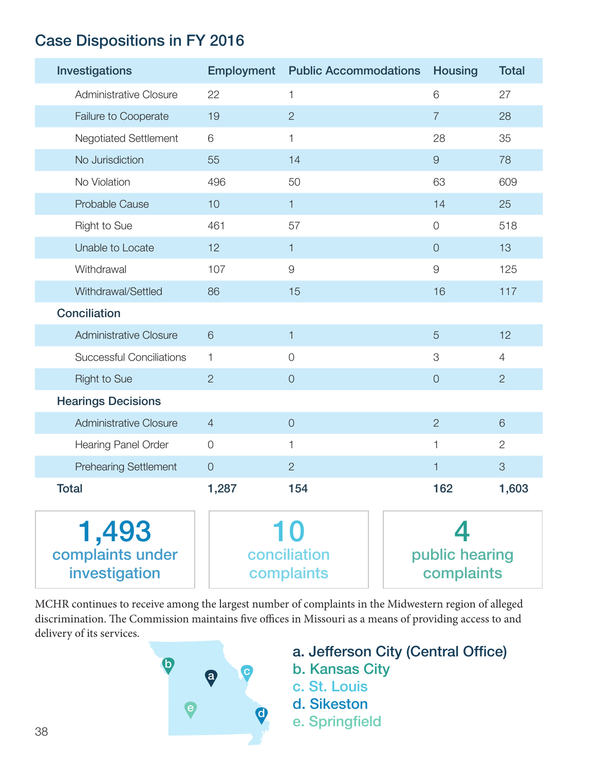## Case Dispositions in FY 2016

| Investigations | Employment | Public Accommodations | Housing | Total |
|---|---|---|---|---|
| Administrative Closure | 22 | 1 | 6 | 27 |
| Failure to Cooperate | 19 | 2 | 7 | 28 |
| Negotiated Settlement | 6 | 1 | 28 | 35 |
| No Jurisdiction | 55 | 14 | 9 | 78 |
| No Violation | 496 | 50 | 63 | 609 |
| Probable Cause | 10 | 1 | 14 | 25 |
| Right to Sue | 461 | 57 | 0 | 518 |
| Unable to Locate | 12 | 1 | 0 | 13 |
| Withdrawal | 107 | 9 | 9 | 125 |
| Withdrawal/Settled | 86 | 15 | 16 | 117 |
| **Conciliation** | | | | |
| Administrative Closure | 6 | 1 | 5 | 12 |
| Successful Conciliations | 1 | 0 | 3 | 4 |
| Right to Sue | 2 | 0 | 0 | 2 |
| **Hearings Decisions** | | | | |
| Administrative Closure | 4 | 0 | 2 | 6 |
| Hearing Panel Order | 0 | 1 | 1 | 2 |
| Prehearing Settlement | 0 | 2 | 1 | 3 |
| **Total** | **1,287** | **154** | **162** | **1,603** |

**1,493** complaints under investigation

**10** conciliation complaints

**4** public hearing complaints

MCHR continues to receive among the largest number of complaints in the Midwestern region of alleged discrimination. The Commission maintains five offices in Missouri as a means of providing access to and delivery of its services.

a. Jefferson City (Central Office)
b. Kansas City
c. St. Louis
d. Sikeston
e. Springfield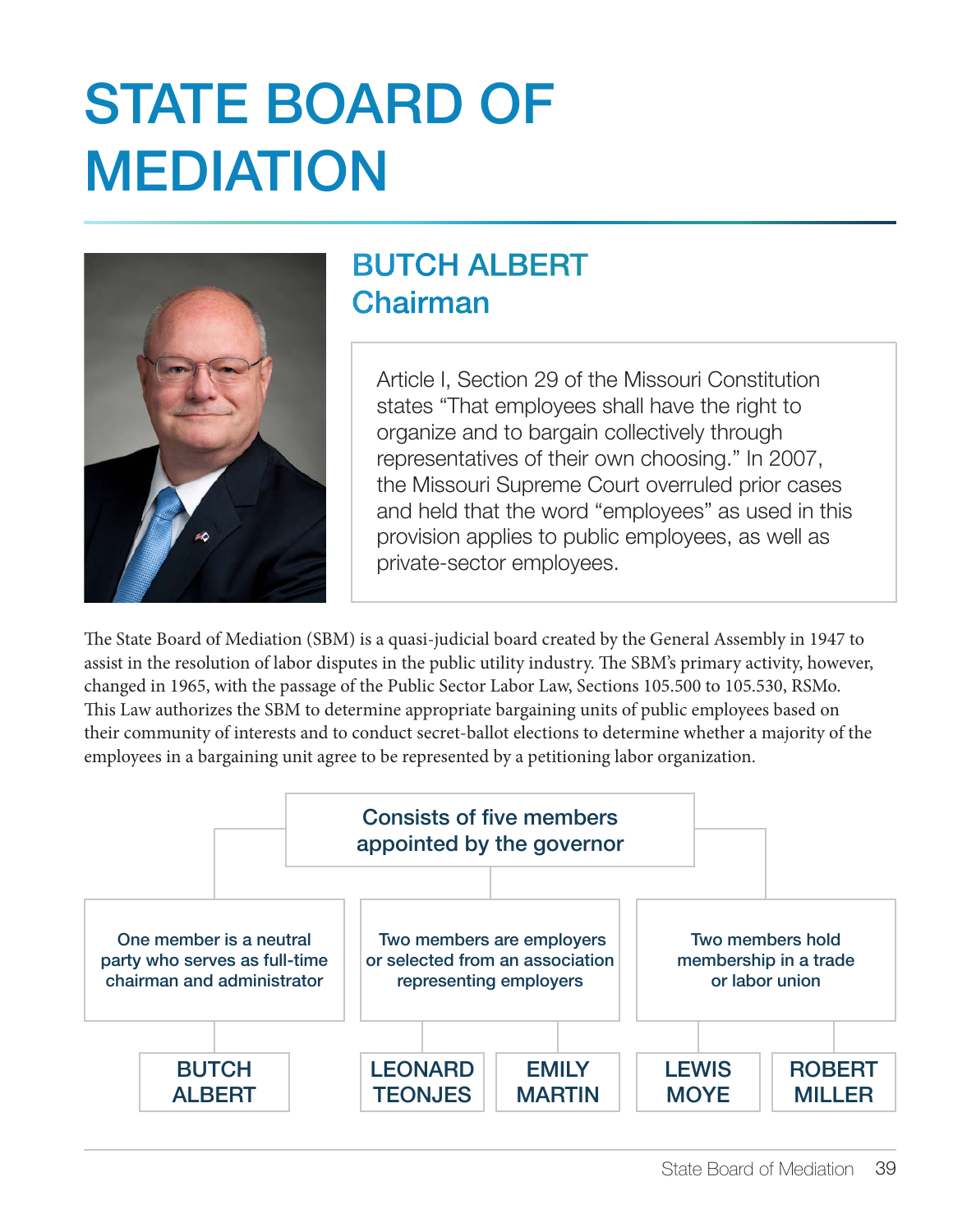# STATE BOARD OF MEDIATION

## BUTCH ALBERT
### Chairman

Article I, Section 29 of the Missouri Constitution states "That employees shall have the right to organize and to bargain collectively through representatives of their own choosing." In 2007, the Missouri Supreme Court overruled prior cases and held that the word "employees" as used in this provision applies to public employees, as well as private-sector employees.

The State Board of Mediation (SBM) is a quasi-judicial board created by the General Assembly in 1947 to assist in the resolution of labor disputes in the public utility industry. The SBM's primary activity, however, changed in 1965, with the passage of the Public Sector Labor Law, Sections 105.500 to 105.530, RSMo. This Law authorizes the SBM to determine appropriate bargaining units of public employees based on their community of interests and to conduct secret-ballot elections to determine whether a majority of the employees in a bargaining unit agree to be represented by a petitioning labor organization.

**Consists of five members appointed by the governor**

- **One member is a neutral party who serves as full-time chairman and administrator**
  - BUTCH ALBERT
- **Two members are employers or selected from an association representing employers**
  - LEONARD TEONJES
  - EMILY MARTIN
- **Two members hold membership in a trade or labor union**
  - LEWIS MOYE
  - ROBERT MILLER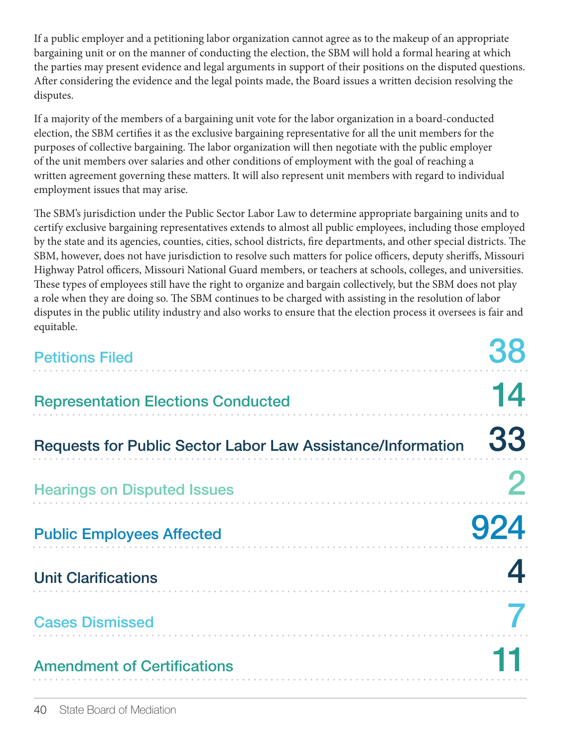If a public employer and a petitioning labor organization cannot agree as to the makeup of an appropriate bargaining unit or on the manner of conducting the election, the SBM will hold a formal hearing at which the parties may present evidence and legal arguments in support of their positions on the disputed questions. After considering the evidence and the legal points made, the Board issues a written decision resolving the disputes.

If a majority of the members of a bargaining unit vote for the labor organization in a board-conducted election, the SBM certifies it as the exclusive bargaining representative for all the unit members for the purposes of collective bargaining. The labor organization will then negotiate with the public employer of the unit members over salaries and other conditions of employment with the goal of reaching a written agreement governing these matters. It will also represent unit members with regard to individual employment issues that may arise.

The SBM's jurisdiction under the Public Sector Labor Law to determine appropriate bargaining units and to certify exclusive bargaining representatives extends to almost all public employees, including those employed by the state and its agencies, counties, cities, school districts, fire departments, and other special districts. The SBM, however, does not have jurisdiction to resolve such matters for police officers, deputy sheriffs, Missouri Highway Patrol officers, Missouri National Guard members, or teachers at schools, colleges, and universities. These types of employees still have the right to organize and bargain collectively, but the SBM does not play a role when they are doing so. The SBM continues to be charged with assisting in the resolution of labor disputes in the public utility industry and also works to ensure that the election process it oversees is fair and equitable.

| | |
|---|---|
| Petitions Filed | 38 |
| Representation Elections Conducted | 14 |
| Requests for Public Sector Labor Law Assistance/Information | 33 |
| Hearings on Disputed Issues | 2 |
| Public Employees Affected | 924 |
| Unit Clarifications | 4 |
| Cases Dismissed | 7 |
| Amendment of Certifications | 11 |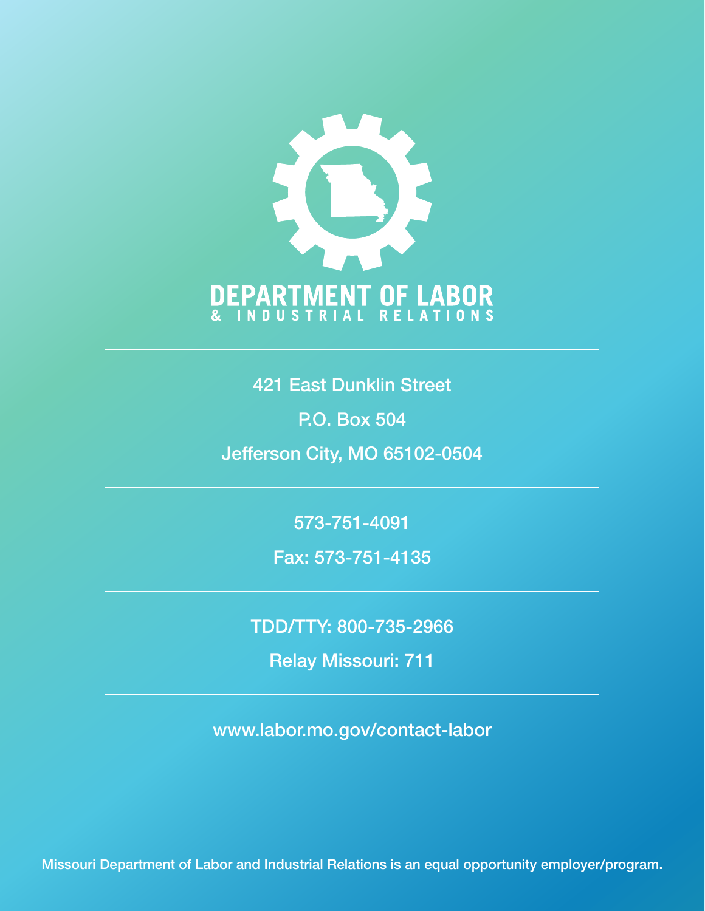**DEPARTMENT OF LABOR**
**& INDUSTRIAL RELATIONS**

---

421 East Dunklin Street

P.O. Box 504

Jefferson City, MO 65102-0504

---

573-751-4091

Fax: 573-751-4135

---

TDD/TTY: 800-735-2966

Relay Missouri: 711

---

www.labor.mo.gov/contact-labor

Missouri Department of Labor and Industrial Relations is an equal opportunity employer/program.